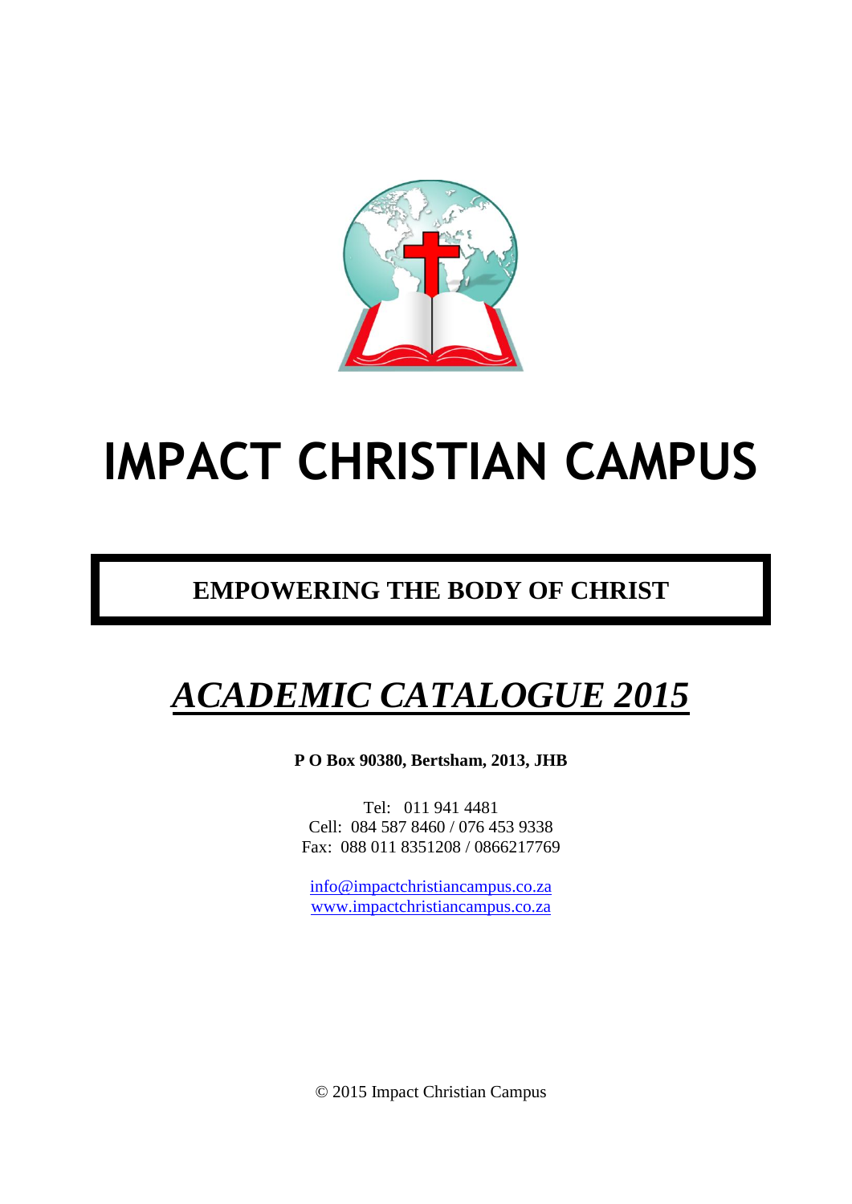# IMPACT CHRISTIAN CAMPUS

**EMPOWERING THE BODY OF CHRIST**

## ***ACADEMIC CATALOGUE 2015***

**P O Box 90380, Bertsham, 2013, JHB**

Tel: 011 941 4481
Cell: 084 587 8460 / 076 453 9338
Fax: 088 011 8351208 / 0866217769

info@impactchristiancampus.co.za
www.impactchristiancampus.co.za

© 2015 Impact Christian Campus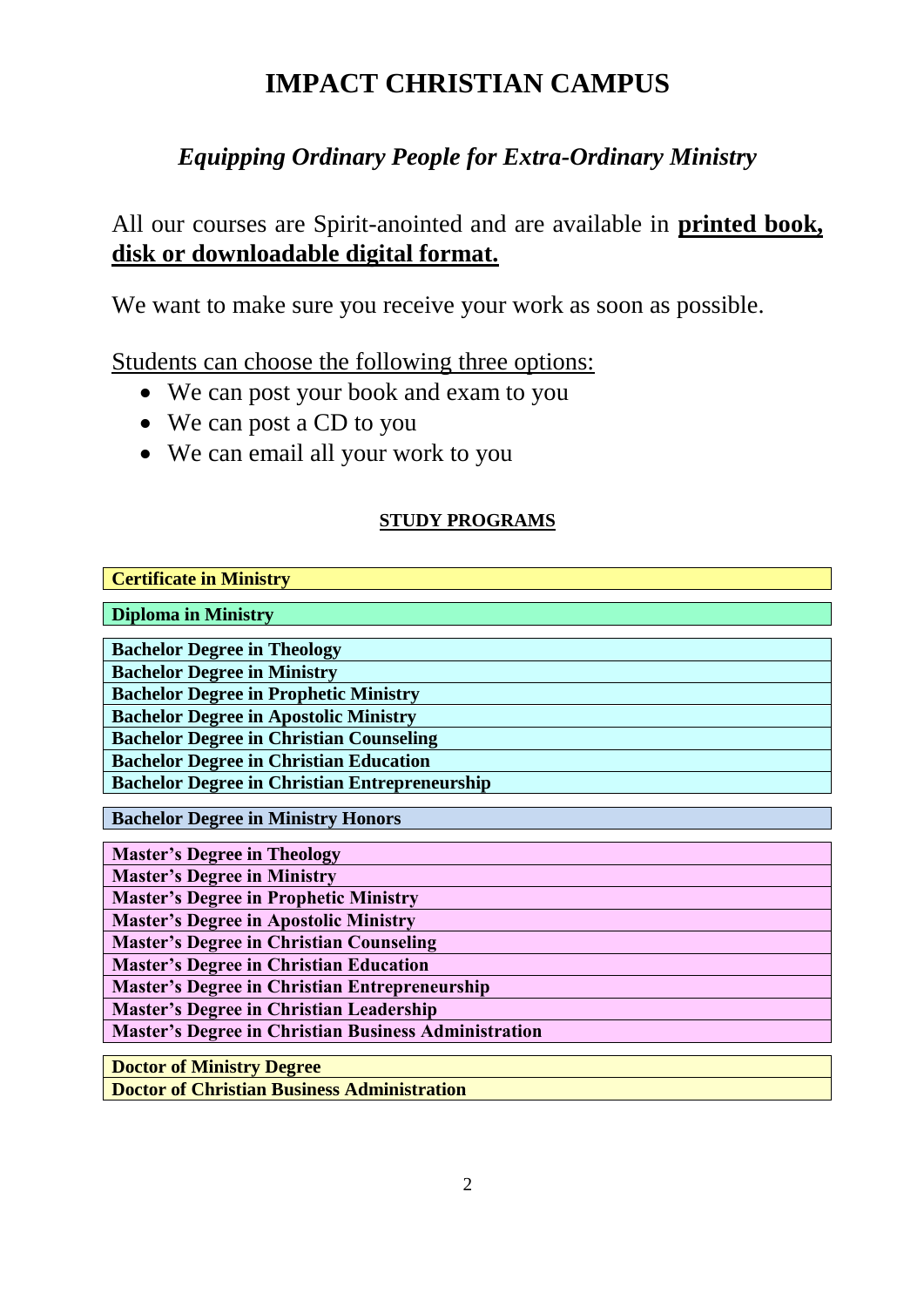# IMPACT CHRISTIAN CAMPUS

## *Equipping Ordinary People for Extra-Ordinary Ministry*

All our courses are Spirit-anointed and are available in **printed book, disk or downloadable digital format.**

We want to make sure you receive your work as soon as possible.

Students can choose the following three options:

- We can post your book and exam to you
- We can post a CD to you
- We can email all your work to you

**STUDY PROGRAMS**

| **Certificate in Ministry** |
|---|

| **Diploma in Ministry** |
|---|

| **Bachelor Degree in Theology** |
|---|
| **Bachelor Degree in Ministry** |
| **Bachelor Degree in Prophetic Ministry** |
| **Bachelor Degree in Apostolic Ministry** |
| **Bachelor Degree in Christian Counseling** |
| **Bachelor Degree in Christian Education** |
| **Bachelor Degree in Christian Entrepreneurship** |

| **Bachelor Degree in Ministry Honors** |
|---|

| **Master's Degree in Theology** |
|---|
| **Master's Degree in Ministry** |
| **Master's Degree in Prophetic Ministry** |
| **Master's Degree in Apostolic Ministry** |
| **Master's Degree in Christian Counseling** |
| **Master's Degree in Christian Education** |
| **Master's Degree in Christian Entrepreneurship** |
| **Master's Degree in Christian Leadership** |
| **Master's Degree in Christian Business Administration** |

| **Doctor of Ministry Degree** |
|---|
| **Doctor of Christian Business Administration** |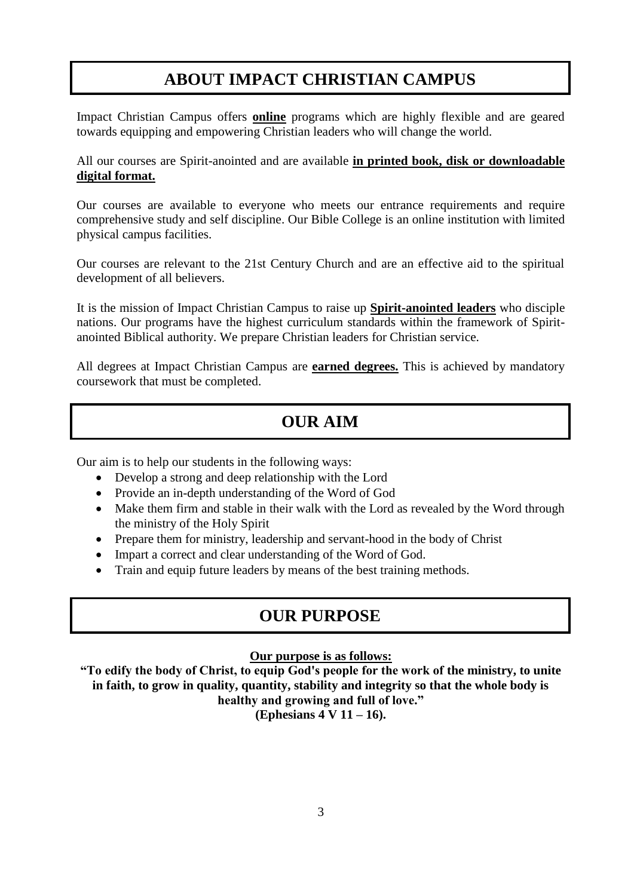## ABOUT IMPACT CHRISTIAN CAMPUS

Impact Christian Campus offers **online** programs which are highly flexible and are geared towards equipping and empowering Christian leaders who will change the world.

All our courses are Spirit-anointed and are available **in printed book, disk or downloadable digital format.**

Our courses are available to everyone who meets our entrance requirements and require comprehensive study and self discipline. Our Bible College is an online institution with limited physical campus facilities.

Our courses are relevant to the 21st Century Church and are an effective aid to the spiritual development of all believers.

It is the mission of Impact Christian Campus to raise up **Spirit-anointed leaders** who disciple nations. Our programs have the highest curriculum standards within the framework of Spirit-anointed Biblical authority. We prepare Christian leaders for Christian service.

All degrees at Impact Christian Campus are **earned degrees.** This is achieved by mandatory coursework that must be completed.

## OUR AIM

Our aim is to help our students in the following ways:

- Develop a strong and deep relationship with the Lord
- Provide an in-depth understanding of the Word of God
- Make them firm and stable in their walk with the Lord as revealed by the Word through the ministry of the Holy Spirit
- Prepare them for ministry, leadership and servant-hood in the body of Christ
- Impart a correct and clear understanding of the Word of God.
- Train and equip future leaders by means of the best training methods.

## OUR PURPOSE

**Our purpose is as follows:**

**"To edify the body of Christ, to equip God's people for the work of the ministry, to unite in faith, to grow in quality, quantity, stability and integrity so that the whole body is healthy and growing and full of love."**
**(Ephesians 4 V 11 – 16).**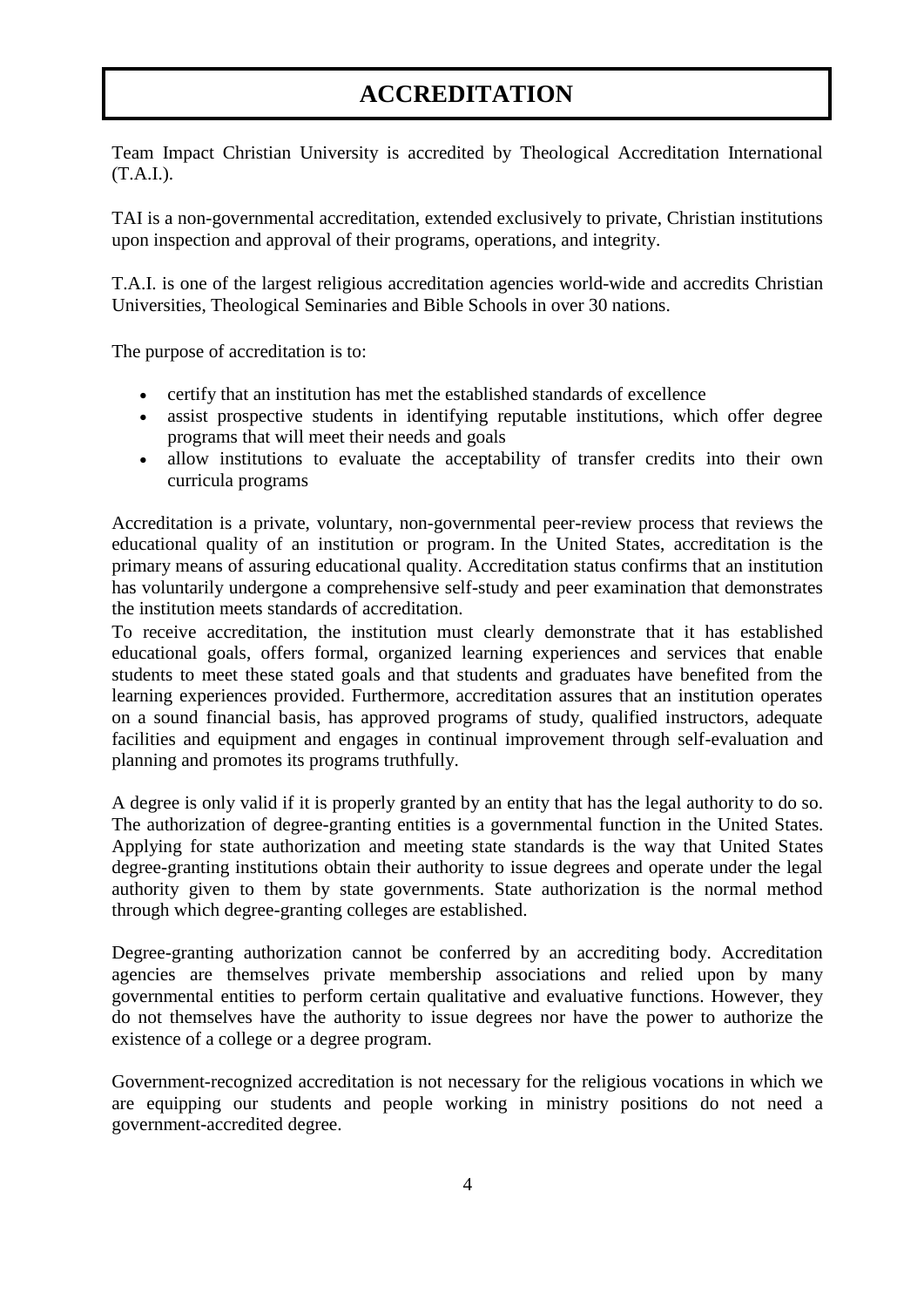# ACCREDITATION

Team Impact Christian University is accredited by Theological Accreditation International (T.A.I.).

TAI is a non-governmental accreditation, extended exclusively to private, Christian institutions upon inspection and approval of their programs, operations, and integrity.

T.A.I. is one of the largest religious accreditation agencies world-wide and accredits Christian Universities, Theological Seminaries and Bible Schools in over 30 nations.

The purpose of accreditation is to:

- certify that an institution has met the established standards of excellence
- assist prospective students in identifying reputable institutions, which offer degree programs that will meet their needs and goals
- allow institutions to evaluate the acceptability of transfer credits into their own curricula programs

Accreditation is a private, voluntary, non-governmental peer-review process that reviews the educational quality of an institution or program. In the United States, accreditation is the primary means of assuring educational quality. Accreditation status confirms that an institution has voluntarily undergone a comprehensive self-study and peer examination that demonstrates the institution meets standards of accreditation.
To receive accreditation, the institution must clearly demonstrate that it has established educational goals, offers formal, organized learning experiences and services that enable students to meet these stated goals and that students and graduates have benefited from the learning experiences provided. Furthermore, accreditation assures that an institution operates on a sound financial basis, has approved programs of study, qualified instructors, adequate facilities and equipment and engages in continual improvement through self-evaluation and planning and promotes its programs truthfully.

A degree is only valid if it is properly granted by an entity that has the legal authority to do so. The authorization of degree-granting entities is a governmental function in the United States. Applying for state authorization and meeting state standards is the way that United States degree-granting institutions obtain their authority to issue degrees and operate under the legal authority given to them by state governments. State authorization is the normal method through which degree-granting colleges are established.

Degree-granting authorization cannot be conferred by an accrediting body. Accreditation agencies are themselves private membership associations and relied upon by many governmental entities to perform certain qualitative and evaluative functions. However, they do not themselves have the authority to issue degrees nor have the power to authorize the existence of a college or a degree program.

Government-recognized accreditation is not necessary for the religious vocations in which we are equipping our students and people working in ministry positions do not need a government-accredited degree.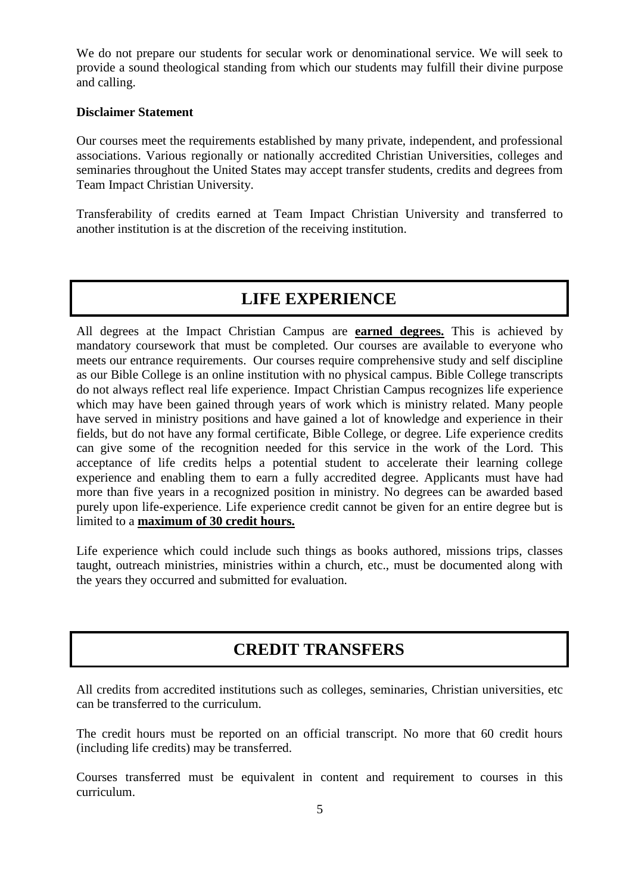We do not prepare our students for secular work or denominational service. We will seek to provide a sound theological standing from which our students may fulfill their divine purpose and calling.

**Disclaimer Statement**

Our courses meet the requirements established by many private, independent, and professional associations. Various regionally or nationally accredited Christian Universities, colleges and seminaries throughout the United States may accept transfer students, credits and degrees from Team Impact Christian University.

Transferability of credits earned at Team Impact Christian University and transferred to another institution is at the discretion of the receiving institution.

## LIFE EXPERIENCE

All degrees at the Impact Christian Campus are **earned degrees.** This is achieved by mandatory coursework that must be completed. Our courses are available to everyone who meets our entrance requirements. Our courses require comprehensive study and self discipline as our Bible College is an online institution with no physical campus. Bible College transcripts do not always reflect real life experience. Impact Christian Campus recognizes life experience which may have been gained through years of work which is ministry related. Many people have served in ministry positions and have gained a lot of knowledge and experience in their fields, but do not have any formal certificate, Bible College, or degree. Life experience credits can give some of the recognition needed for this service in the work of the Lord. This acceptance of life credits helps a potential student to accelerate their learning college experience and enabling them to earn a fully accredited degree. Applicants must have had more than five years in a recognized position in ministry. No degrees can be awarded based purely upon life-experience. Life experience credit cannot be given for an entire degree but is limited to a **maximum of 30 credit hours.**

Life experience which could include such things as books authored, missions trips, classes taught, outreach ministries, ministries within a church, etc., must be documented along with the years they occurred and submitted for evaluation.

## CREDIT TRANSFERS

All credits from accredited institutions such as colleges, seminaries, Christian universities, etc can be transferred to the curriculum.

The credit hours must be reported on an official transcript. No more that 60 credit hours (including life credits) may be transferred.

Courses transferred must be equivalent in content and requirement to courses in this curriculum.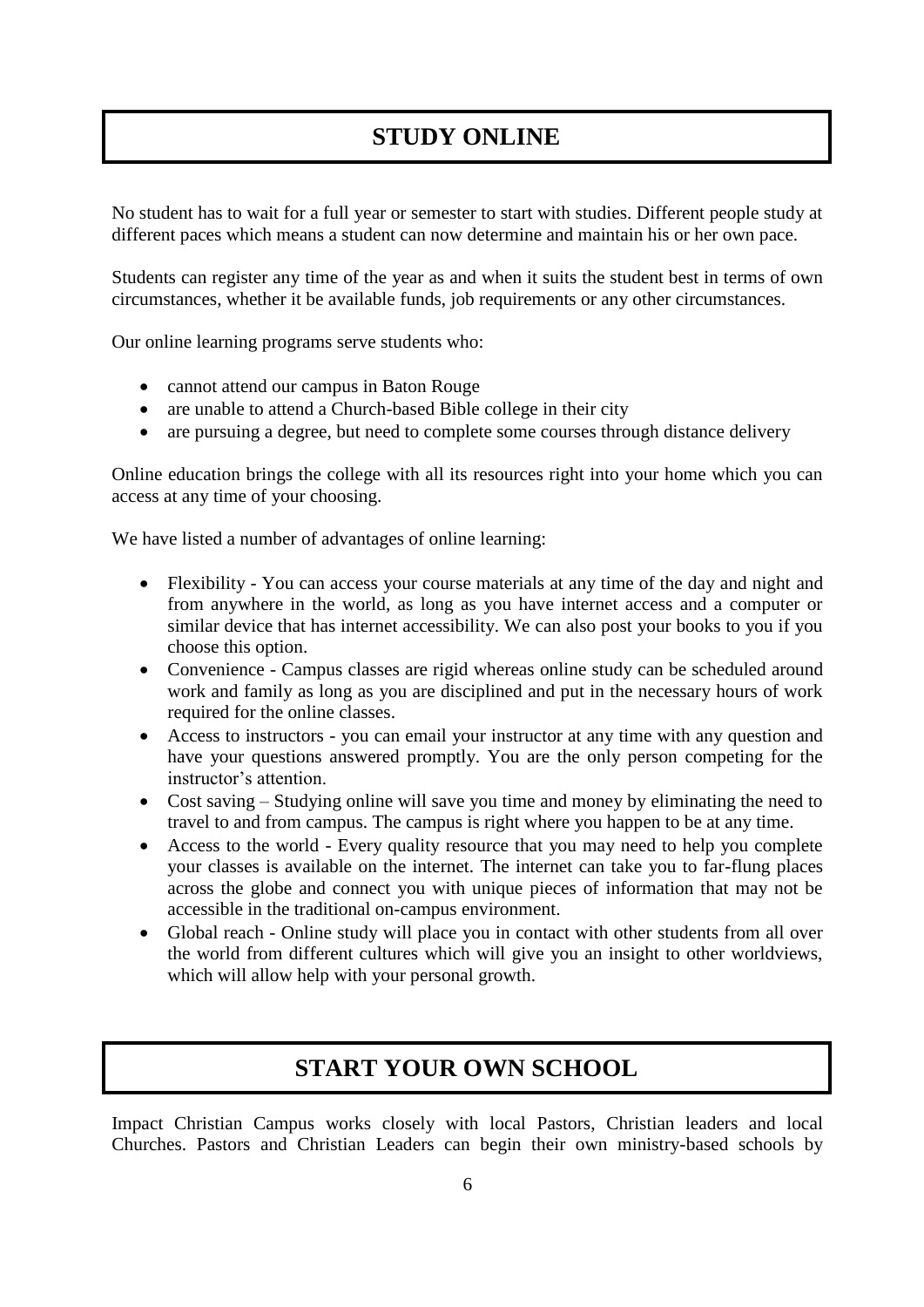## STUDY ONLINE

No student has to wait for a full year or semester to start with studies. Different people study at different paces which means a student can now determine and maintain his or her own pace.

Students can register any time of the year as and when it suits the student best in terms of own circumstances, whether it be available funds, job requirements or any other circumstances.

Our online learning programs serve students who:

- cannot attend our campus in Baton Rouge
- are unable to attend a Church-based Bible college in their city
- are pursuing a degree, but need to complete some courses through distance delivery

Online education brings the college with all its resources right into your home which you can access at any time of your choosing.

We have listed a number of advantages of online learning:

- Flexibility - You can access your course materials at any time of the day and night and from anywhere in the world, as long as you have internet access and a computer or similar device that has internet accessibility. We can also post your books to you if you choose this option.
- Convenience - Campus classes are rigid whereas online study can be scheduled around work and family as long as you are disciplined and put in the necessary hours of work required for the online classes.
- Access to instructors - you can email your instructor at any time with any question and have your questions answered promptly. You are the only person competing for the instructor's attention.
- Cost saving – Studying online will save you time and money by eliminating the need to travel to and from campus. The campus is right where you happen to be at any time.
- Access to the world - Every quality resource that you may need to help you complete your classes is available on the internet. The internet can take you to far-flung places across the globe and connect you with unique pieces of information that may not be accessible in the traditional on-campus environment.
- Global reach - Online study will place you in contact with other students from all over the world from different cultures which will give you an insight to other worldviews, which will allow help with your personal growth.

## START YOUR OWN SCHOOL

Impact Christian Campus works closely with local Pastors, Christian leaders and local Churches. Pastors and Christian Leaders can begin their own ministry-based schools by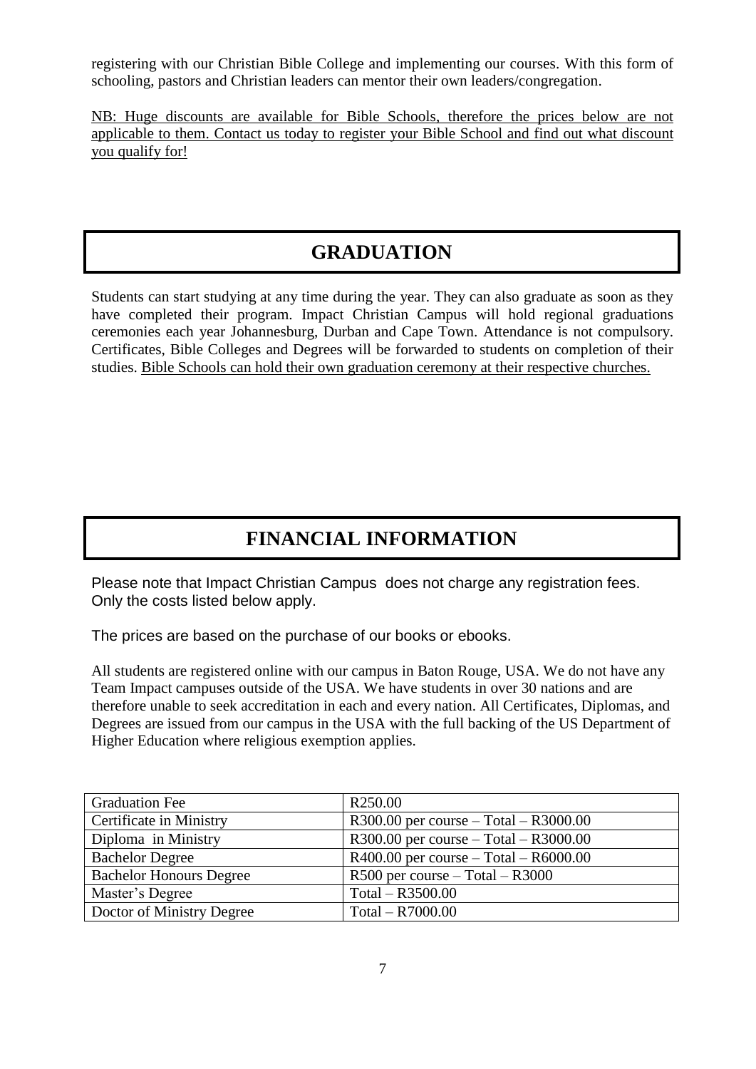registering with our Christian Bible College and implementing our courses. With this form of schooling, pastors and Christian leaders can mentor their own leaders/congregation.

NB: Huge discounts are available for Bible Schools, therefore the prices below are not applicable to them. Contact us today to register your Bible School and find out what discount you qualify for!

## GRADUATION

Students can start studying at any time during the year. They can also graduate as soon as they have completed their program. Impact Christian Campus will hold regional graduations ceremonies each year Johannesburg, Durban and Cape Town. Attendance is not compulsory. Certificates, Bible Colleges and Degrees will be forwarded to students on completion of their studies. Bible Schools can hold their own graduation ceremony at their respective churches.

## FINANCIAL INFORMATION

Please note that Impact Christian Campus does not charge any registration fees. Only the costs listed below apply.

The prices are based on the purchase of our books or ebooks.

All students are registered online with our campus in Baton Rouge, USA. We do not have any Team Impact campuses outside of the USA. We have students in over 30 nations and are therefore unable to seek accreditation in each and every nation. All Certificates, Diplomas, and Degrees are issued from our campus in the USA with the full backing of the US Department of Higher Education where religious exemption applies.

| Graduation Fee | R250.00 |
|---|---|
| Certificate in Ministry | R300.00 per course – Total – R3000.00 |
| Diploma in Ministry | R300.00 per course – Total – R3000.00 |
| Bachelor Degree | R400.00 per course – Total – R6000.00 |
| Bachelor Honours Degree | R500 per course – Total – R3000 |
| Master's Degree | Total – R3500.00 |
| Doctor of Ministry Degree | Total – R7000.00 |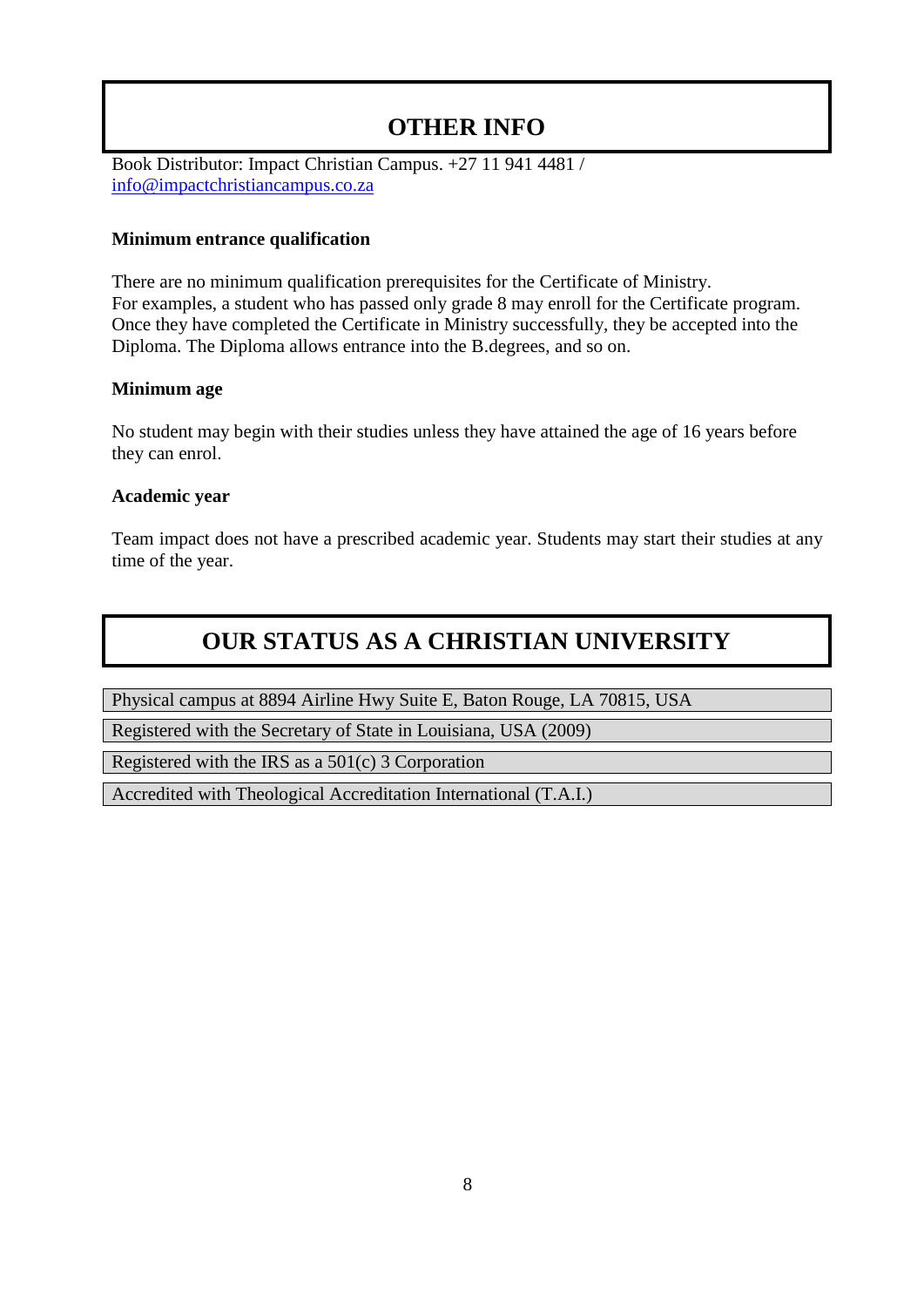# OTHER INFO

Book Distributor: Impact Christian Campus. +27 11 941 4481 / info@impactchristiancampus.co.za

**Minimum entrance qualification**

There are no minimum qualification prerequisites for the Certificate of Ministry.
For examples, a student who has passed only grade 8 may enroll for the Certificate program. Once they have completed the Certificate in Ministry successfully, they be accepted into the Diploma. The Diploma allows entrance into the B.degrees, and so on.

**Minimum age**

No student may begin with their studies unless they have attained the age of 16 years before they can enrol.

**Academic year**

Team impact does not have a prescribed academic year. Students may start their studies at any time of the year.

# OUR STATUS AS A CHRISTIAN UNIVERSITY

Physical campus at 8894 Airline Hwy Suite E, Baton Rouge, LA 70815, USA

Registered with the Secretary of State in Louisiana, USA (2009)

Registered with the IRS as a 501(c) 3 Corporation

Accredited with Theological Accreditation International (T.A.I.)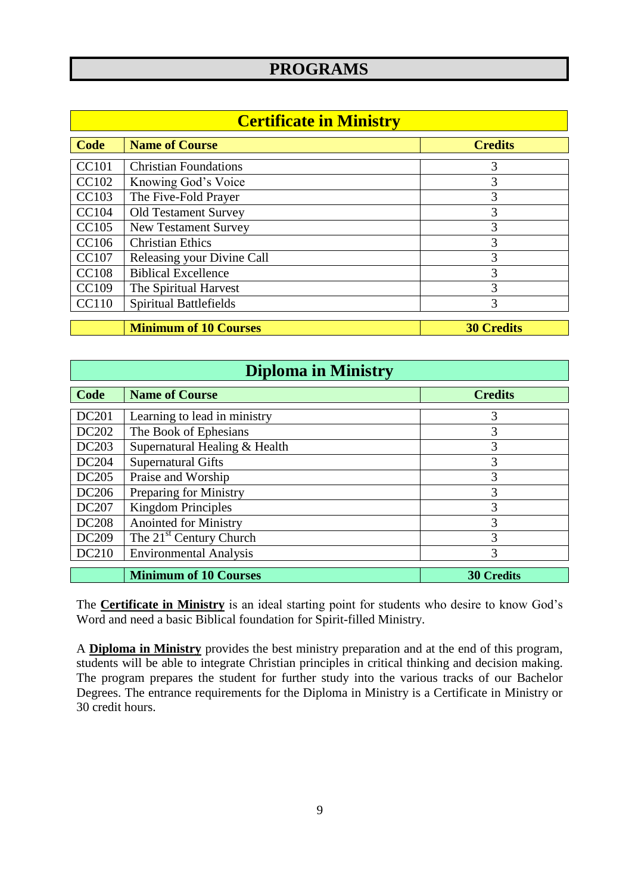# PROGRAMS

## Certificate in Ministry

| Code | Name of Course | Credits |
|---|---|---|
| CC101 | Christian Foundations | 3 |
| CC102 | Knowing God's Voice | 3 |
| CC103 | The Five-Fold Prayer | 3 |
| CC104 | Old Testament Survey | 3 |
| CC105 | New Testament Survey | 3 |
| CC106 | Christian Ethics | 3 |
| CC107 | Releasing your Divine Call | 3 |
| CC108 | Biblical Excellence | 3 |
| CC109 | The Spiritual Harvest | 3 |
| CC110 | Spiritual Battlefields | 3 |
| | **Minimum of 10 Courses** | **30 Credits** |

## Diploma in Ministry

| Code | Name of Course | Credits |
|---|---|---|
| DC201 | Learning to lead in ministry | 3 |
| DC202 | The Book of Ephesians | 3 |
| DC203 | Supernatural Healing & Health | 3 |
| DC204 | Supernatural Gifts | 3 |
| DC205 | Praise and Worship | 3 |
| DC206 | Preparing for Ministry | 3 |
| DC207 | Kingdom Principles | 3 |
| DC208 | Anointed for Ministry | 3 |
| DC209 | The 21st Century Church | 3 |
| DC210 | Environmental Analysis | 3 |
| | **Minimum of 10 Courses** | **30 Credits** |

The **Certificate in Ministry** is an ideal starting point for students who desire to know God's Word and need a basic Biblical foundation for Spirit-filled Ministry.

A **Diploma in Ministry** provides the best ministry preparation and at the end of this program, students will be able to integrate Christian principles in critical thinking and decision making. The program prepares the student for further study into the various tracks of our Bachelor Degrees. The entrance requirements for the Diploma in Ministry is a Certificate in Ministry or 30 credit hours.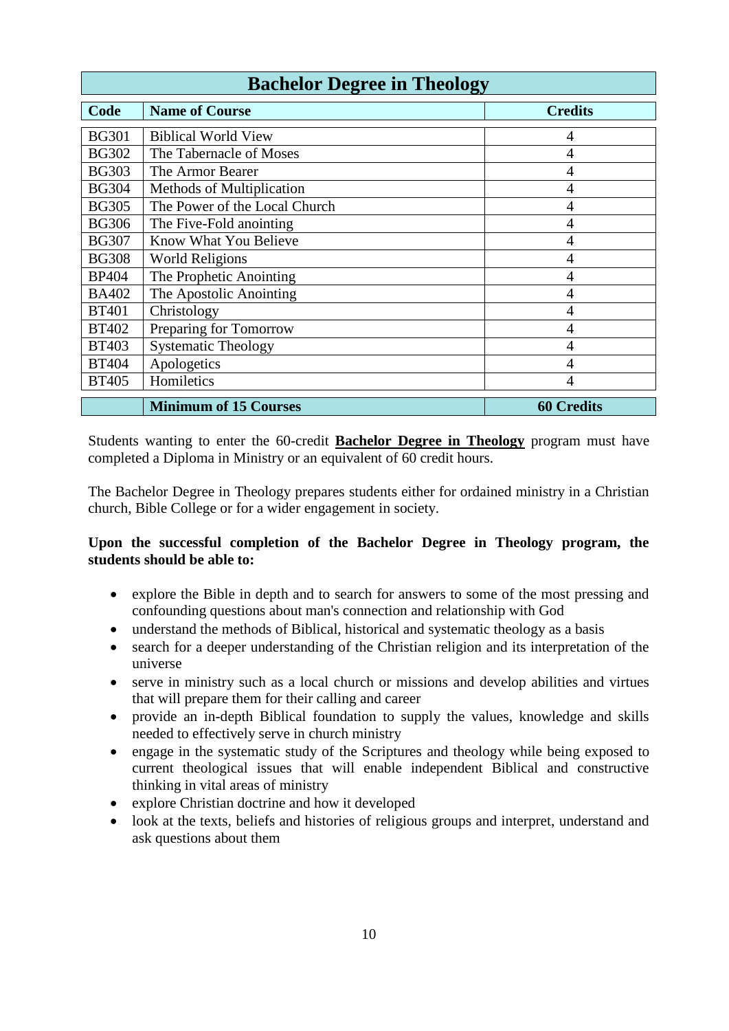| Bachelor Degree in Theology | | |
|---|---|---|
| **Code** | **Name of Course** | **Credits** |
| BG301 | Biblical World View | 4 |
| BG302 | The Tabernacle of Moses | 4 |
| BG303 | The Armor Bearer | 4 |
| BG304 | Methods of Multiplication | 4 |
| BG305 | The Power of the Local Church | 4 |
| BG306 | The Five-Fold anointing | 4 |
| BG307 | Know What You Believe | 4 |
| BG308 | World Religions | 4 |
| BP404 | The Prophetic Anointing | 4 |
| BA402 | The Apostolic Anointing | 4 |
| BT401 | Christology | 4 |
| BT402 | Preparing for Tomorrow | 4 |
| BT403 | Systematic Theology | 4 |
| BT404 | Apologetics | 4 |
| BT405 | Homiletics | 4 |
| | **Minimum of 15 Courses** | **60 Credits** |

Students wanting to enter the 60-credit **Bachelor Degree in Theology** program must have completed a Diploma in Ministry or an equivalent of 60 credit hours.

The Bachelor Degree in Theology prepares students either for ordained ministry in a Christian church, Bible College or for a wider engagement in society.

**Upon the successful completion of the Bachelor Degree in Theology program, the students should be able to:**

- explore the Bible in depth and to search for answers to some of the most pressing and confounding questions about man's connection and relationship with God
- understand the methods of Biblical, historical and systematic theology as a basis
- search for a deeper understanding of the Christian religion and its interpretation of the universe
- serve in ministry such as a local church or missions and develop abilities and virtues that will prepare them for their calling and career
- provide an in-depth Biblical foundation to supply the values, knowledge and skills needed to effectively serve in church ministry
- engage in the systematic study of the Scriptures and theology while being exposed to current theological issues that will enable independent Biblical and constructive thinking in vital areas of ministry
- explore Christian doctrine and how it developed
- look at the texts, beliefs and histories of religious groups and interpret, understand and ask questions about them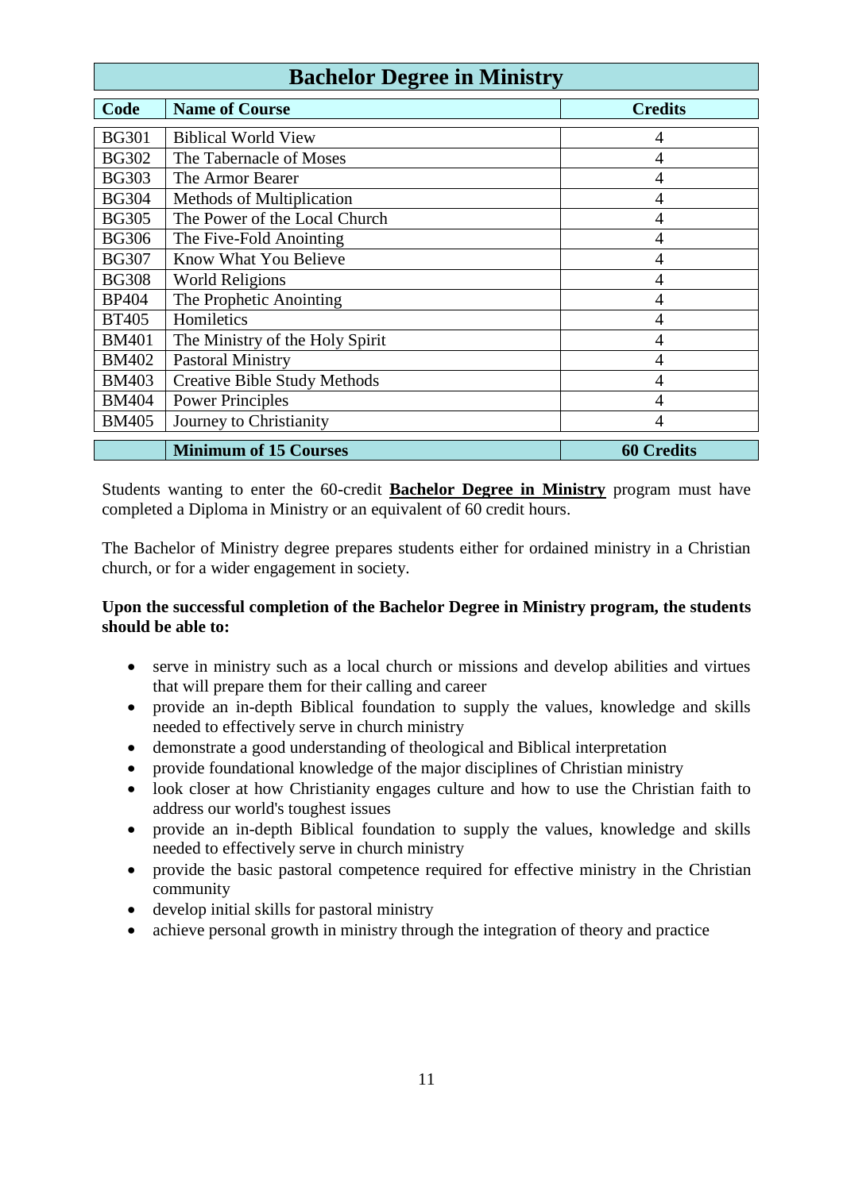| Bachelor Degree in Ministry | | |
|---|---|---|
| **Code** | **Name of Course** | **Credits** |
| BG301 | Biblical World View | 4 |
| BG302 | The Tabernacle of Moses | 4 |
| BG303 | The Armor Bearer | 4 |
| BG304 | Methods of Multiplication | 4 |
| BG305 | The Power of the Local Church | 4 |
| BG306 | The Five-Fold Anointing | 4 |
| BG307 | Know What You Believe | 4 |
| BG308 | World Religions | 4 |
| BP404 | The Prophetic Anointing | 4 |
| BT405 | Homiletics | 4 |
| BM401 | The Ministry of the Holy Spirit | 4 |
| BM402 | Pastoral Ministry | 4 |
| BM403 | Creative Bible Study Methods | 4 |
| BM404 | Power Principles | 4 |
| BM405 | Journey to Christianity | 4 |
| | **Minimum of 15 Courses** | **60 Credits** |

Students wanting to enter the 60-credit **Bachelor Degree in Ministry** program must have completed a Diploma in Ministry or an equivalent of 60 credit hours.

The Bachelor of Ministry degree prepares students either for ordained ministry in a Christian church, or for a wider engagement in society.

**Upon the successful completion of the Bachelor Degree in Ministry program, the students should be able to:**

- serve in ministry such as a local church or missions and develop abilities and virtues that will prepare them for their calling and career
- provide an in-depth Biblical foundation to supply the values, knowledge and skills needed to effectively serve in church ministry
- demonstrate a good understanding of theological and Biblical interpretation
- provide foundational knowledge of the major disciplines of Christian ministry
- look closer at how Christianity engages culture and how to use the Christian faith to address our world's toughest issues
- provide an in-depth Biblical foundation to supply the values, knowledge and skills needed to effectively serve in church ministry
- provide the basic pastoral competence required for effective ministry in the Christian community
- develop initial skills for pastoral ministry
- achieve personal growth in ministry through the integration of theory and practice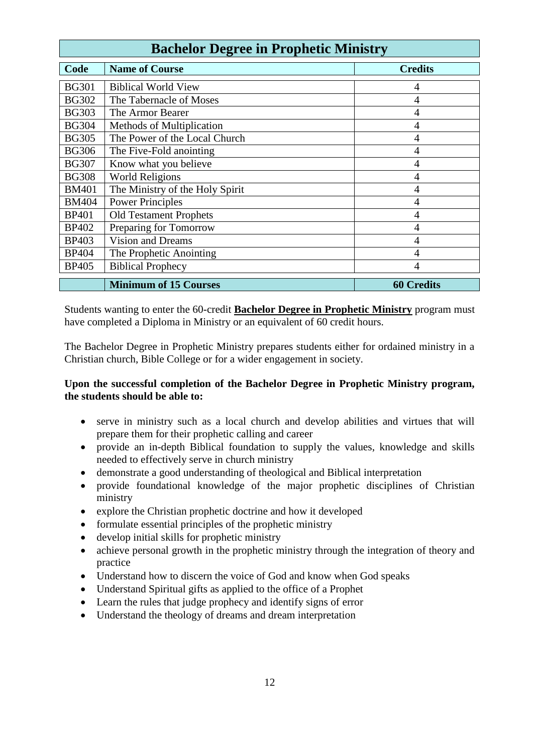## Bachelor Degree in Prophetic Ministry

| Code | Name of Course | Credits |
|---|---|---|
| BG301 | Biblical World View | 4 |
| BG302 | The Tabernacle of Moses | 4 |
| BG303 | The Armor Bearer | 4 |
| BG304 | Methods of Multiplication | 4 |
| BG305 | The Power of the Local Church | 4 |
| BG306 | The Five-Fold anointing | 4 |
| BG307 | Know what you believe | 4 |
| BG308 | World Religions | 4 |
| BM401 | The Ministry of the Holy Spirit | 4 |
| BM404 | Power Principles | 4 |
| BP401 | Old Testament Prophets | 4 |
| BP402 | Preparing for Tomorrow | 4 |
| BP403 | Vision and Dreams | 4 |
| BP404 | The Prophetic Anointing | 4 |
| BP405 | Biblical Prophecy | 4 |
| | **Minimum of 15 Courses** | **60 Credits** |

Students wanting to enter the 60-credit **Bachelor Degree in Prophetic Ministry** program must have completed a Diploma in Ministry or an equivalent of 60 credit hours.

The Bachelor Degree in Prophetic Ministry prepares students either for ordained ministry in a Christian church, Bible College or for a wider engagement in society.

**Upon the successful completion of the Bachelor Degree in Prophetic Ministry program, the students should be able to:**

- serve in ministry such as a local church and develop abilities and virtues that will prepare them for their prophetic calling and career
- provide an in-depth Biblical foundation to supply the values, knowledge and skills needed to effectively serve in church ministry
- demonstrate a good understanding of theological and Biblical interpretation
- provide foundational knowledge of the major prophetic disciplines of Christian ministry
- explore the Christian prophetic doctrine and how it developed
- formulate essential principles of the prophetic ministry
- develop initial skills for prophetic ministry
- achieve personal growth in the prophetic ministry through the integration of theory and practice
- Understand how to discern the voice of God and know when God speaks
- Understand Spiritual gifts as applied to the office of a Prophet
- Learn the rules that judge prophecy and identify signs of error
- Understand the theology of dreams and dream interpretation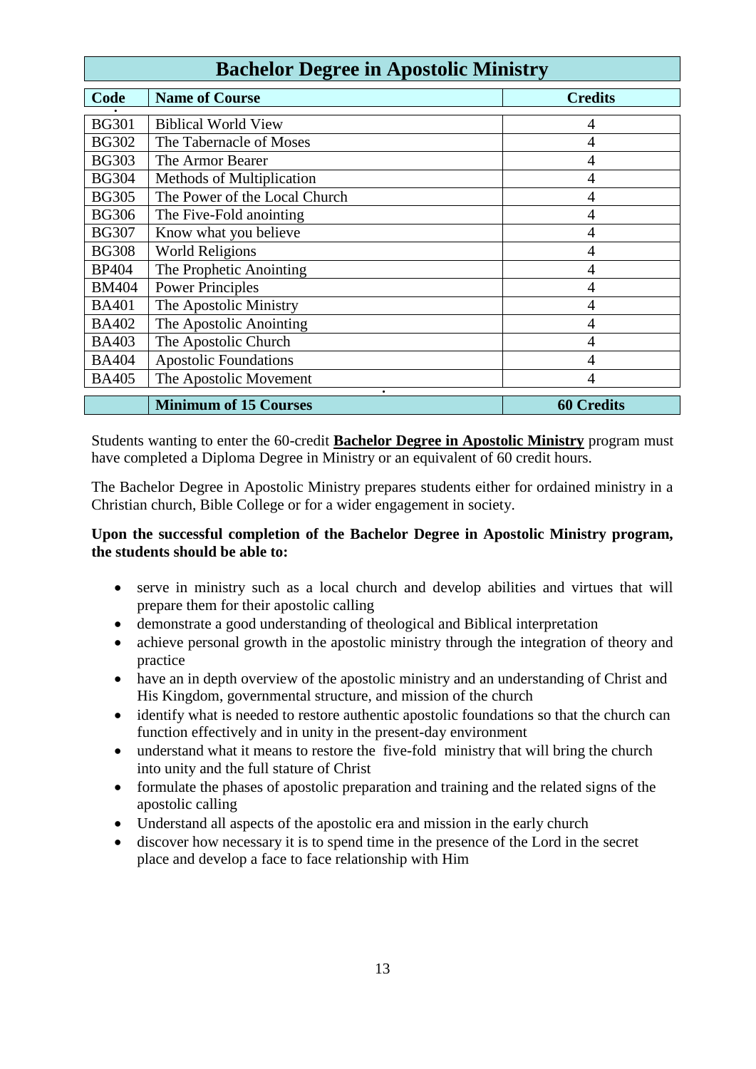## Bachelor Degree in Apostolic Ministry

| Code | Name of Course | Credits |
|---|---|---|
| BG301 | Biblical World View | 4 |
| BG302 | The Tabernacle of Moses | 4 |
| BG303 | The Armor Bearer | 4 |
| BG304 | Methods of Multiplication | 4 |
| BG305 | The Power of the Local Church | 4 |
| BG306 | The Five-Fold anointing | 4 |
| BG307 | Know what you believe | 4 |
| BG308 | World Religions | 4 |
| BP404 | The Prophetic Anointing | 4 |
| BM404 | Power Principles | 4 |
| BA401 | The Apostolic Ministry | 4 |
| BA402 | The Apostolic Anointing | 4 |
| BA403 | The Apostolic Church | 4 |
| BA404 | Apostolic Foundations | 4 |
| BA405 | The Apostolic Movement | 4 |
| | **Minimum of 15 Courses** | **60 Credits** |

Students wanting to enter the 60-credit **Bachelor Degree in Apostolic Ministry** program must have completed a Diploma Degree in Ministry or an equivalent of 60 credit hours.

The Bachelor Degree in Apostolic Ministry prepares students either for ordained ministry in a Christian church, Bible College or for a wider engagement in society.

**Upon the successful completion of the Bachelor Degree in Apostolic Ministry program, the students should be able to:**

- serve in ministry such as a local church and develop abilities and virtues that will prepare them for their apostolic calling
- demonstrate a good understanding of theological and Biblical interpretation
- achieve personal growth in the apostolic ministry through the integration of theory and practice
- have an in depth overview of the apostolic ministry and an understanding of Christ and His Kingdom, governmental structure, and mission of the church
- identify what is needed to restore authentic apostolic foundations so that the church can function effectively and in unity in the present-day environment
- understand what it means to restore the five-fold ministry that will bring the church into unity and the full stature of Christ
- formulate the phases of apostolic preparation and training and the related signs of the apostolic calling
- Understand all aspects of the apostolic era and mission in the early church
- discover how necessary it is to spend time in the presence of the Lord in the secret place and develop a face to face relationship with Him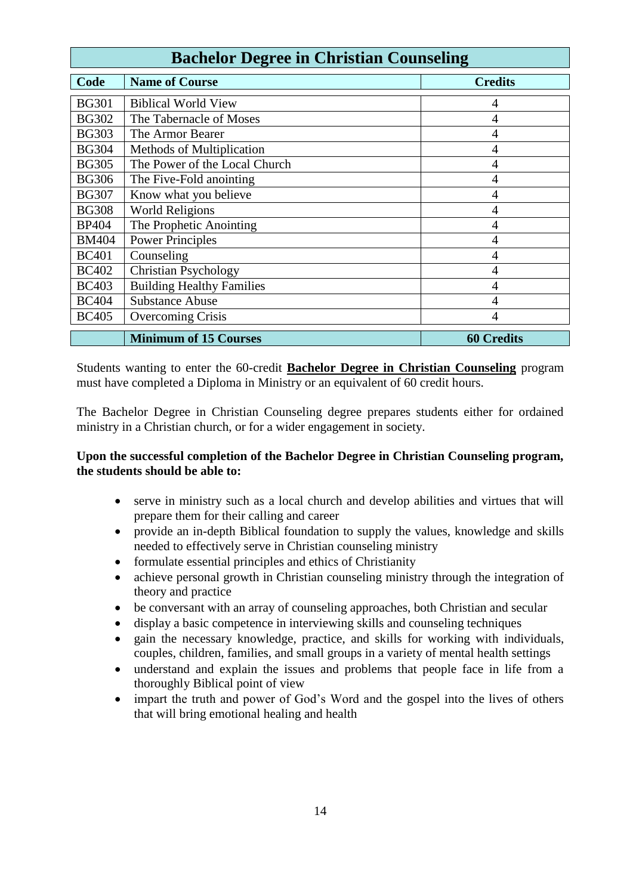# Bachelor Degree in Christian Counseling

| Code | Name of Course | Credits |
|---|---|---|
| BG301 | Biblical World View | 4 |
| BG302 | The Tabernacle of Moses | 4 |
| BG303 | The Armor Bearer | 4 |
| BG304 | Methods of Multiplication | 4 |
| BG305 | The Power of the Local Church | 4 |
| BG306 | The Five-Fold anointing | 4 |
| BG307 | Know what you believe | 4 |
| BG308 | World Religions | 4 |
| BP404 | The Prophetic Anointing | 4 |
| BM404 | Power Principles | 4 |
| BC401 | Counseling | 4 |
| BC402 | Christian Psychology | 4 |
| BC403 | Building Healthy Families | 4 |
| BC404 | Substance Abuse | 4 |
| BC405 | Overcoming Crisis | 4 |
| | **Minimum of 15 Courses** | **60 Credits** |

Students wanting to enter the 60-credit **Bachelor Degree in Christian Counseling** program must have completed a Diploma in Ministry or an equivalent of 60 credit hours.

The Bachelor Degree in Christian Counseling degree prepares students either for ordained ministry in a Christian church, or for a wider engagement in society.

**Upon the successful completion of the Bachelor Degree in Christian Counseling program, the students should be able to:**

- serve in ministry such as a local church and develop abilities and virtues that will prepare them for their calling and career
- provide an in-depth Biblical foundation to supply the values, knowledge and skills needed to effectively serve in Christian counseling ministry
- formulate essential principles and ethics of Christianity
- achieve personal growth in Christian counseling ministry through the integration of theory and practice
- be conversant with an array of counseling approaches, both Christian and secular
- display a basic competence in interviewing skills and counseling techniques
- gain the necessary knowledge, practice, and skills for working with individuals, couples, children, families, and small groups in a variety of mental health settings
- understand and explain the issues and problems that people face in life from a thoroughly Biblical point of view
- impart the truth and power of God's Word and the gospel into the lives of others that will bring emotional healing and health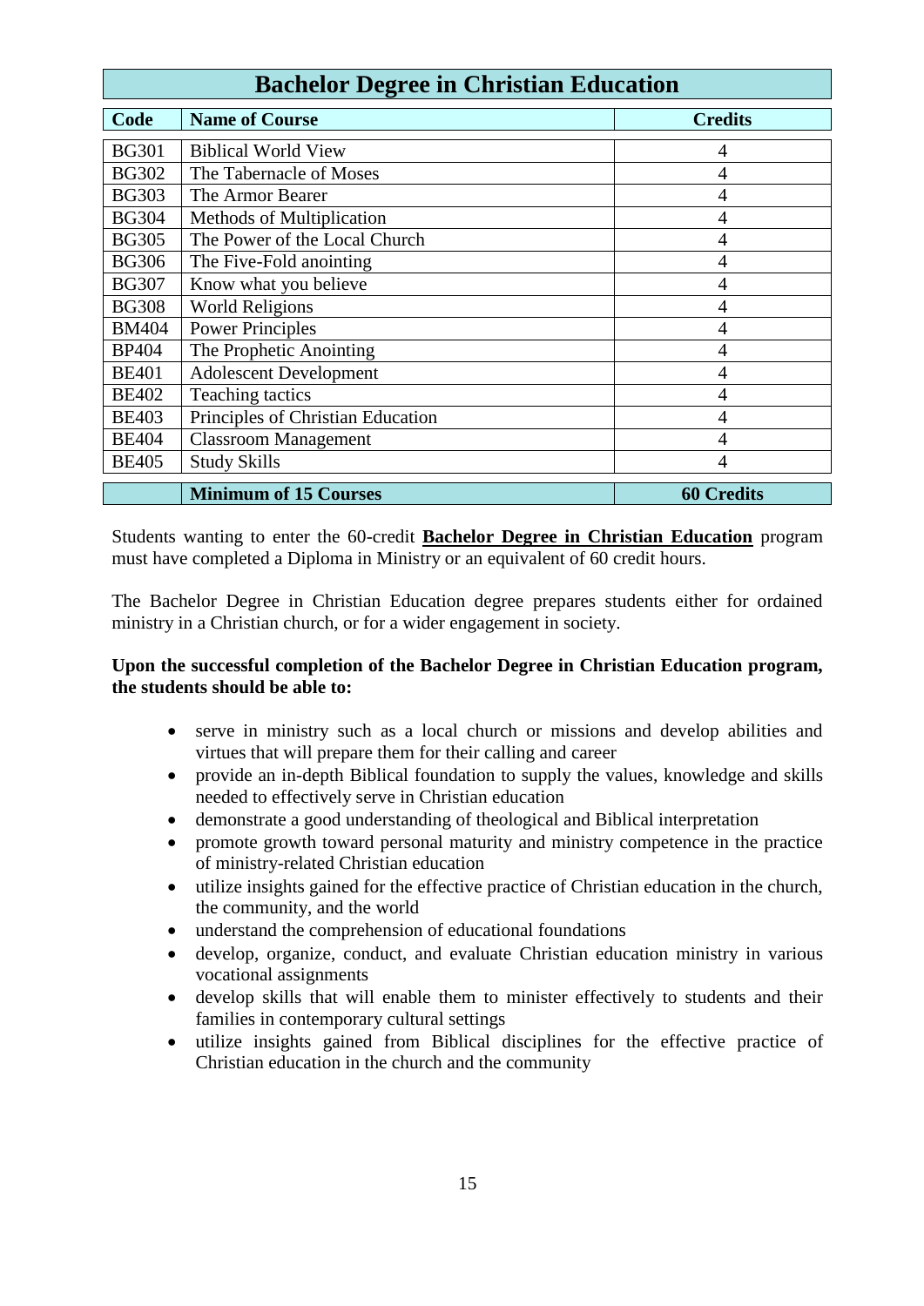| Bachelor Degree in Christian Education | | |
|---|---|---|
| **Code** | **Name of Course** | **Credits** |
| BG301 | Biblical World View | 4 |
| BG302 | The Tabernacle of Moses | 4 |
| BG303 | The Armor Bearer | 4 |
| BG304 | Methods of Multiplication | 4 |
| BG305 | The Power of the Local Church | 4 |
| BG306 | The Five-Fold anointing | 4 |
| BG307 | Know what you believe | 4 |
| BG308 | World Religions | 4 |
| BM404 | Power Principles | 4 |
| BP404 | The Prophetic Anointing | 4 |
| BE401 | Adolescent Development | 4 |
| BE402 | Teaching tactics | 4 |
| BE403 | Principles of Christian Education | 4 |
| BE404 | Classroom Management | 4 |
| BE405 | Study Skills | 4 |
| | **Minimum of 15 Courses** | **60 Credits** |

Students wanting to enter the 60-credit **Bachelor Degree in Christian Education** program must have completed a Diploma in Ministry or an equivalent of 60 credit hours.

The Bachelor Degree in Christian Education degree prepares students either for ordained ministry in a Christian church, or for a wider engagement in society.

**Upon the successful completion of the Bachelor Degree in Christian Education program, the students should be able to:**

- serve in ministry such as a local church or missions and develop abilities and virtues that will prepare them for their calling and career
- provide an in-depth Biblical foundation to supply the values, knowledge and skills needed to effectively serve in Christian education
- demonstrate a good understanding of theological and Biblical interpretation
- promote growth toward personal maturity and ministry competence in the practice of ministry-related Christian education
- utilize insights gained for the effective practice of Christian education in the church, the community, and the world
- understand the comprehension of educational foundations
- develop, organize, conduct, and evaluate Christian education ministry in various vocational assignments
- develop skills that will enable them to minister effectively to students and their families in contemporary cultural settings
- utilize insights gained from Biblical disciplines for the effective practice of Christian education in the church and the community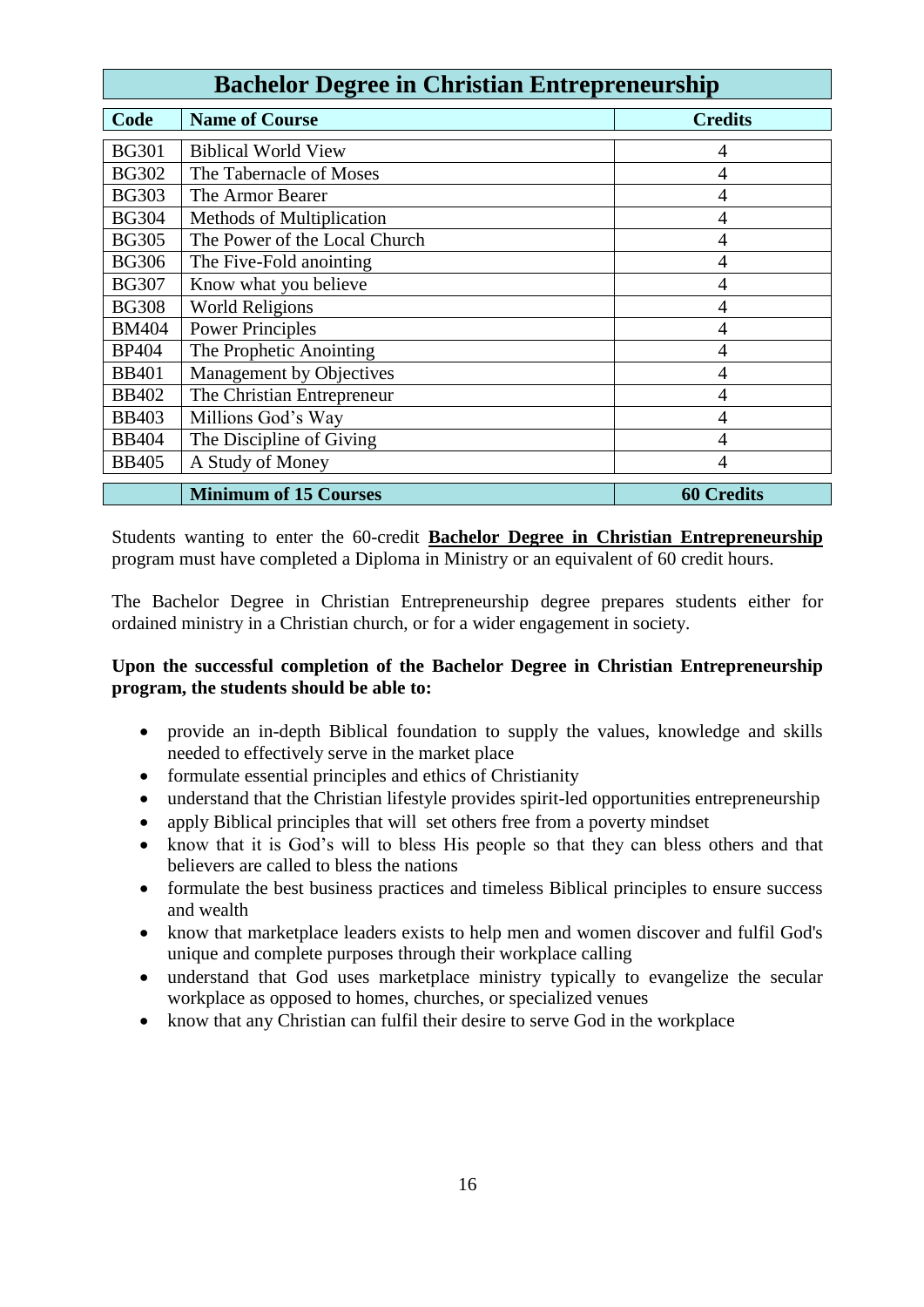## Bachelor Degree in Christian Entrepreneurship

| Code | Name of Course | Credits |
|---|---|---|
| BG301 | Biblical World View | 4 |
| BG302 | The Tabernacle of Moses | 4 |
| BG303 | The Armor Bearer | 4 |
| BG304 | Methods of Multiplication | 4 |
| BG305 | The Power of the Local Church | 4 |
| BG306 | The Five-Fold anointing | 4 |
| BG307 | Know what you believe | 4 |
| BG308 | World Religions | 4 |
| BM404 | Power Principles | 4 |
| BP404 | The Prophetic Anointing | 4 |
| BB401 | Management by Objectives | 4 |
| BB402 | The Christian Entrepreneur | 4 |
| BB403 | Millions God's Way | 4 |
| BB404 | The Discipline of Giving | 4 |
| BB405 | A Study of Money | 4 |
| | **Minimum of 15 Courses** | **60 Credits** |

Students wanting to enter the 60-credit **Bachelor Degree in Christian Entrepreneurship** program must have completed a Diploma in Ministry or an equivalent of 60 credit hours.

The Bachelor Degree in Christian Entrepreneurship degree prepares students either for ordained ministry in a Christian church, or for a wider engagement in society.

**Upon the successful completion of the Bachelor Degree in Christian Entrepreneurship program, the students should be able to:**

- provide an in-depth Biblical foundation to supply the values, knowledge and skills needed to effectively serve in the market place
- formulate essential principles and ethics of Christianity
- understand that the Christian lifestyle provides spirit-led opportunities entrepreneurship
- apply Biblical principles that will set others free from a poverty mindset
- know that it is God's will to bless His people so that they can bless others and that believers are called to bless the nations
- formulate the best business practices and timeless Biblical principles to ensure success and wealth
- know that marketplace leaders exists to help men and women discover and fulfil God's unique and complete purposes through their workplace calling
- understand that God uses marketplace ministry typically to evangelize the secular workplace as opposed to homes, churches, or specialized venues
- know that any Christian can fulfil their desire to serve God in the workplace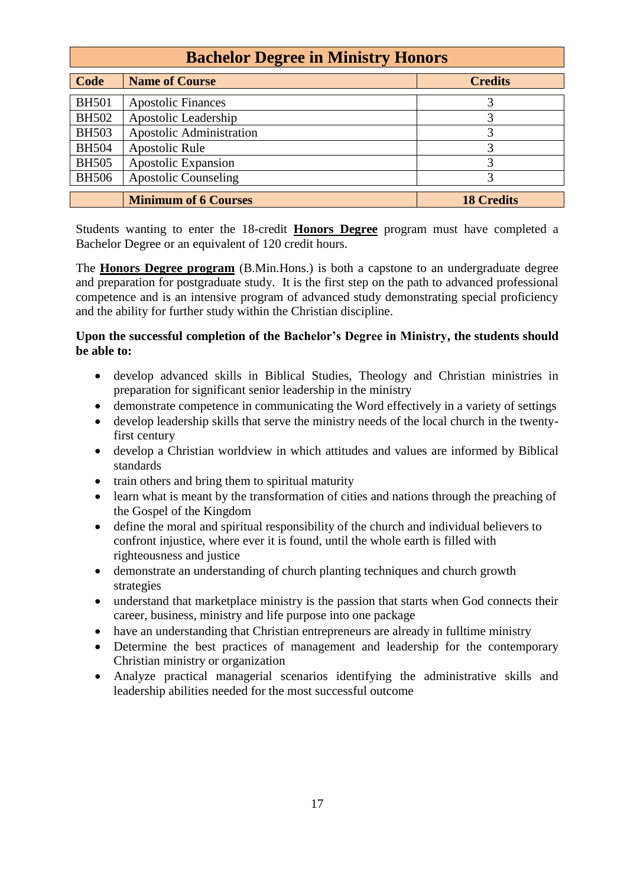## Bachelor Degree in Ministry Honors

| Code | Name of Course | Credits |
|---|---|---|
| BH501 | Apostolic Finances | 3 |
| BH502 | Apostolic Leadership | 3 |
| BH503 | Apostolic Administration | 3 |
| BH504 | Apostolic Rule | 3 |
| BH505 | Apostolic Expansion | 3 |
| BH506 | Apostolic Counseling | 3 |
| | **Minimum of 6 Courses** | **18 Credits** |

Students wanting to enter the 18-credit **Honors Degree** program must have completed a Bachelor Degree or an equivalent of 120 credit hours.

The **Honors Degree program** (B.Min.Hons.) is both a capstone to an undergraduate degree and preparation for postgraduate study. It is the first step on the path to advanced professional competence and is an intensive program of advanced study demonstrating special proficiency and the ability for further study within the Christian discipline.

**Upon the successful completion of the Bachelor's Degree in Ministry, the students should be able to:**

- develop advanced skills in Biblical Studies, Theology and Christian ministries in preparation for significant senior leadership in the ministry
- demonstrate competence in communicating the Word effectively in a variety of settings
- develop leadership skills that serve the ministry needs of the local church in the twenty-first century
- develop a Christian worldview in which attitudes and values are informed by Biblical standards
- train others and bring them to spiritual maturity
- learn what is meant by the transformation of cities and nations through the preaching of the Gospel of the Kingdom
- define the moral and spiritual responsibility of the church and individual believers to confront injustice, where ever it is found, until the whole earth is filled with righteousness and justice
- demonstrate an understanding of church planting techniques and church growth strategies
- understand that marketplace ministry is the passion that starts when God connects their career, business, ministry and life purpose into one package
- have an understanding that Christian entrepreneurs are already in fulltime ministry
- Determine the best practices of management and leadership for the contemporary Christian ministry or organization
- Analyze practical managerial scenarios identifying the administrative skills and leadership abilities needed for the most successful outcome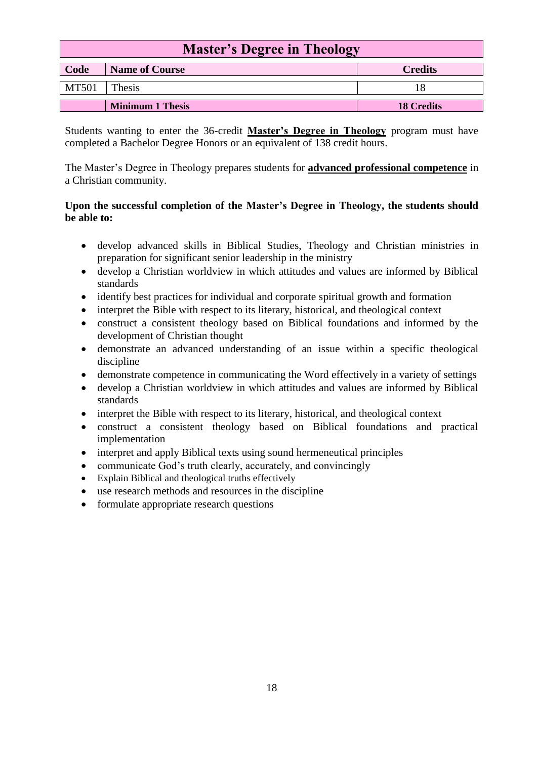| Master's Degree in Theology | | |
|---|---|---|
| **Code** | **Name of Course** | **Credits** |
| MT501 | Thesis | 18 |
| | **Minimum 1 Thesis** | **18 Credits** |

Students wanting to enter the 36-credit **Master's Degree in Theology** program must have completed a Bachelor Degree Honors or an equivalent of 138 credit hours.

The Master's Degree in Theology prepares students for **advanced professional competence** in a Christian community.

**Upon the successful completion of the Master's Degree in Theology, the students should be able to:**

- develop advanced skills in Biblical Studies, Theology and Christian ministries in preparation for significant senior leadership in the ministry
- develop a Christian worldview in which attitudes and values are informed by Biblical standards
- identify best practices for individual and corporate spiritual growth and formation
- interpret the Bible with respect to its literary, historical, and theological context
- construct a consistent theology based on Biblical foundations and informed by the development of Christian thought
- demonstrate an advanced understanding of an issue within a specific theological discipline
- demonstrate competence in communicating the Word effectively in a variety of settings
- develop a Christian worldview in which attitudes and values are informed by Biblical standards
- interpret the Bible with respect to its literary, historical, and theological context
- construct a consistent theology based on Biblical foundations and practical implementation
- interpret and apply Biblical texts using sound hermeneutical principles
- communicate God's truth clearly, accurately, and convincingly
- Explain Biblical and theological truths effectively
- use research methods and resources in the discipline
- formulate appropriate research questions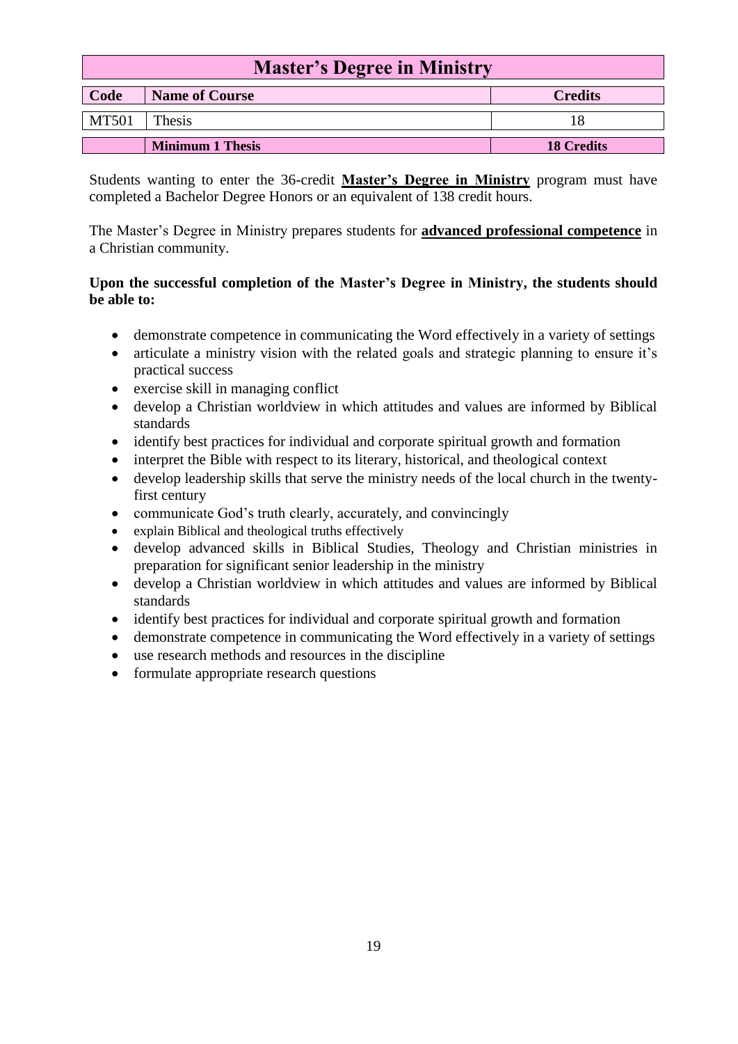| Master's Degree in Ministry | | |
|---|---|---|
| **Code** | **Name of Course** | **Credits** |
| MT501 | Thesis | 18 |
| | **Minimum 1 Thesis** | **18 Credits** |

Students wanting to enter the 36-credit **Master's Degree in Ministry** program must have completed a Bachelor Degree Honors or an equivalent of 138 credit hours.

The Master's Degree in Ministry prepares students for **advanced professional competence** in a Christian community.

**Upon the successful completion of the Master's Degree in Ministry, the students should be able to:**

- demonstrate competence in communicating the Word effectively in a variety of settings
- articulate a ministry vision with the related goals and strategic planning to ensure it's practical success
- exercise skill in managing conflict
- develop a Christian worldview in which attitudes and values are informed by Biblical standards
- identify best practices for individual and corporate spiritual growth and formation
- interpret the Bible with respect to its literary, historical, and theological context
- develop leadership skills that serve the ministry needs of the local church in the twenty-first century
- communicate God's truth clearly, accurately, and convincingly
- explain Biblical and theological truths effectively
- develop advanced skills in Biblical Studies, Theology and Christian ministries in preparation for significant senior leadership in the ministry
- develop a Christian worldview in which attitudes and values are informed by Biblical standards
- identify best practices for individual and corporate spiritual growth and formation
- demonstrate competence in communicating the Word effectively in a variety of settings
- use research methods and resources in the discipline
- formulate appropriate research questions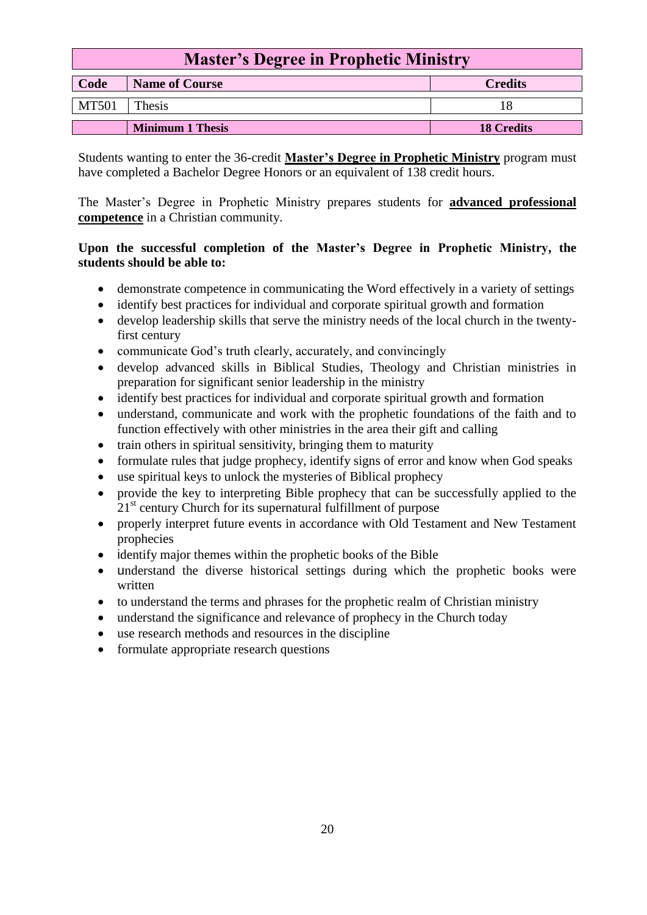| Master's Degree in Prophetic Ministry | | |
|---|---|---|
| **Code** | **Name of Course** | **Credits** |
| MT501 | Thesis | 18 |
| | **Minimum 1 Thesis** | **18 Credits** |

Students wanting to enter the 36-credit **Master's Degree in Prophetic Ministry** program must have completed a Bachelor Degree Honors or an equivalent of 138 credit hours.

The Master's Degree in Prophetic Ministry prepares students for **advanced professional competence** in a Christian community.

**Upon the successful completion of the Master's Degree in Prophetic Ministry, the students should be able to:**

- demonstrate competence in communicating the Word effectively in a variety of settings
- identify best practices for individual and corporate spiritual growth and formation
- develop leadership skills that serve the ministry needs of the local church in the twenty-first century
- communicate God's truth clearly, accurately, and convincingly
- develop advanced skills in Biblical Studies, Theology and Christian ministries in preparation for significant senior leadership in the ministry
- identify best practices for individual and corporate spiritual growth and formation
- understand, communicate and work with the prophetic foundations of the faith and to function effectively with other ministries in the area their gift and calling
- train others in spiritual sensitivity, bringing them to maturity
- formulate rules that judge prophecy, identify signs of error and know when God speaks
- use spiritual keys to unlock the mysteries of Biblical prophecy
- provide the key to interpreting Bible prophecy that can be successfully applied to the 21st century Church for its supernatural fulfillment of purpose
- properly interpret future events in accordance with Old Testament and New Testament prophecies
- identify major themes within the prophetic books of the Bible
- understand the diverse historical settings during which the prophetic books were written
- to understand the terms and phrases for the prophetic realm of Christian ministry
- understand the significance and relevance of prophecy in the Church today
- use research methods and resources in the discipline
- formulate appropriate research questions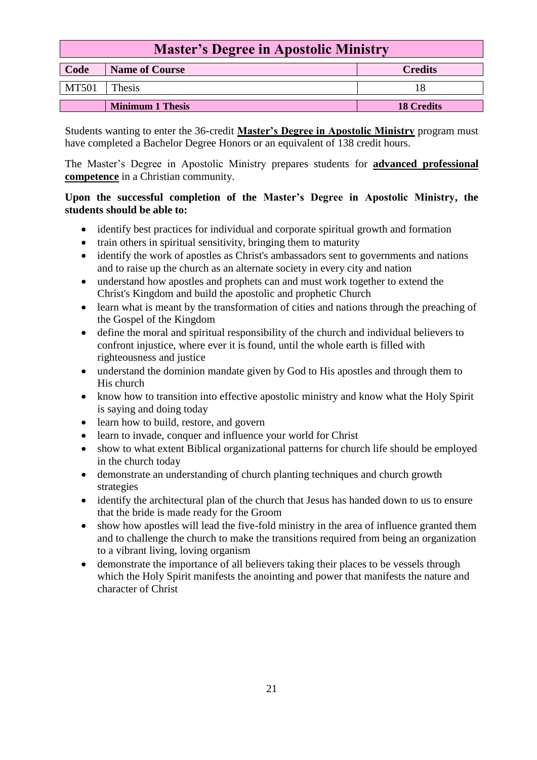## Master's Degree in Apostolic Ministry

| Code | Name of Course | Credits |
|---|---|---|
| MT501 | Thesis | 18 |
| | **Minimum 1 Thesis** | **18 Credits** |

Students wanting to enter the 36-credit **Master's Degree in Apostolic Ministry** program must have completed a Bachelor Degree Honors or an equivalent of 138 credit hours.

The Master's Degree in Apostolic Ministry prepares students for **advanced professional competence** in a Christian community.

**Upon the successful completion of the Master's Degree in Apostolic Ministry, the students should be able to:**

- identify best practices for individual and corporate spiritual growth and formation
- train others in spiritual sensitivity, bringing them to maturity
- identify the work of apostles as Christ's ambassadors sent to governments and nations and to raise up the church as an alternate society in every city and nation
- understand how apostles and prophets can and must work together to extend the Christ's Kingdom and build the apostolic and prophetic Church
- learn what is meant by the transformation of cities and nations through the preaching of the Gospel of the Kingdom
- define the moral and spiritual responsibility of the church and individual believers to confront injustice, where ever it is found, until the whole earth is filled with righteousness and justice
- understand the dominion mandate given by God to His apostles and through them to His church
- know how to transition into effective apostolic ministry and know what the Holy Spirit is saying and doing today
- learn how to build, restore, and govern
- learn to invade, conquer and influence your world for Christ
- show to what extent Biblical organizational patterns for church life should be employed in the church today
- demonstrate an understanding of church planting techniques and church growth strategies
- identify the architectural plan of the church that Jesus has handed down to us to ensure that the bride is made ready for the Groom
- show how apostles will lead the five-fold ministry in the area of influence granted them and to challenge the church to make the transitions required from being an organization to a vibrant living, loving organism
- demonstrate the importance of all believers taking their places to be vessels through which the Holy Spirit manifests the anointing and power that manifests the nature and character of Christ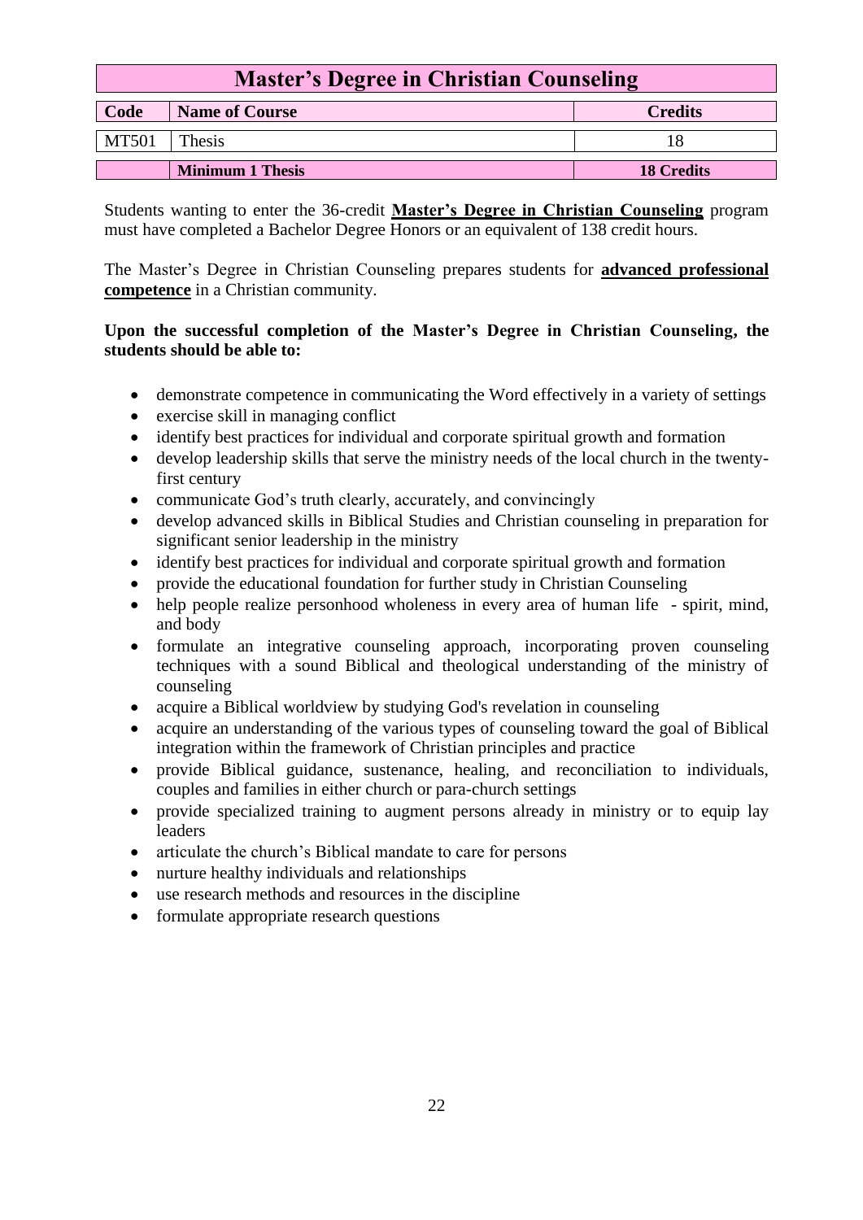| Master's Degree in Christian Counseling | | |
|---|---|---|
| **Code** | **Name of Course** | **Credits** |
| MT501 | Thesis | 18 |
| | **Minimum 1 Thesis** | **18 Credits** |

Students wanting to enter the 36-credit **Master's Degree in Christian Counseling** program must have completed a Bachelor Degree Honors or an equivalent of 138 credit hours.

The Master's Degree in Christian Counseling prepares students for **advanced professional competence** in a Christian community.

**Upon the successful completion of the Master's Degree in Christian Counseling, the students should be able to:**

- demonstrate competence in communicating the Word effectively in a variety of settings
- exercise skill in managing conflict
- identify best practices for individual and corporate spiritual growth and formation
- develop leadership skills that serve the ministry needs of the local church in the twenty-first century
- communicate God's truth clearly, accurately, and convincingly
- develop advanced skills in Biblical Studies and Christian counseling in preparation for significant senior leadership in the ministry
- identify best practices for individual and corporate spiritual growth and formation
- provide the educational foundation for further study in Christian Counseling
- help people realize personhood wholeness in every area of human life - spirit, mind, and body
- formulate an integrative counseling approach, incorporating proven counseling techniques with a sound Biblical and theological understanding of the ministry of counseling
- acquire a Biblical worldview by studying God's revelation in counseling
- acquire an understanding of the various types of counseling toward the goal of Biblical integration within the framework of Christian principles and practice
- provide Biblical guidance, sustenance, healing, and reconciliation to individuals, couples and families in either church or para-church settings
- provide specialized training to augment persons already in ministry or to equip lay leaders
- articulate the church's Biblical mandate to care for persons
- nurture healthy individuals and relationships
- use research methods and resources in the discipline
- formulate appropriate research questions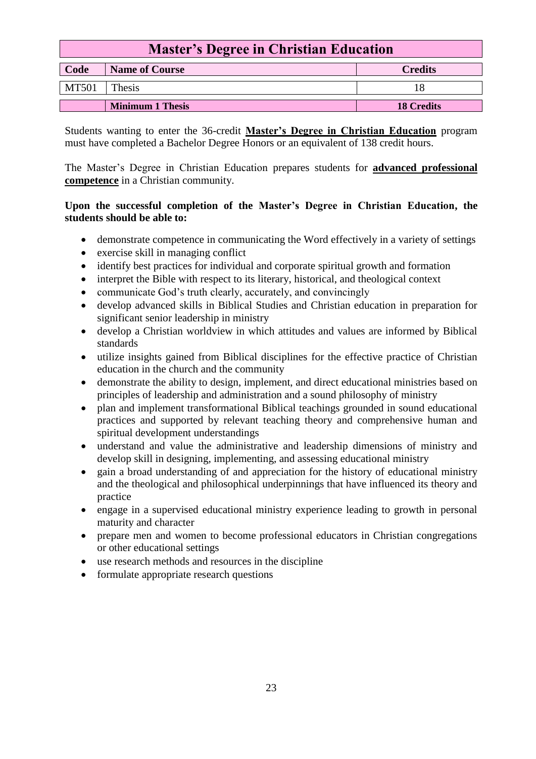## Master's Degree in Christian Education

| Code | Name of Course | Credits |
|---|---|---|
| MT501 | Thesis | 18 |
| | **Minimum 1 Thesis** | **18 Credits** |

Students wanting to enter the 36-credit **Master's Degree in Christian Education** program must have completed a Bachelor Degree Honors or an equivalent of 138 credit hours.

The Master's Degree in Christian Education prepares students for **advanced professional competence** in a Christian community.

**Upon the successful completion of the Master's Degree in Christian Education, the students should be able to:**

- demonstrate competence in communicating the Word effectively in a variety of settings
- exercise skill in managing conflict
- identify best practices for individual and corporate spiritual growth and formation
- interpret the Bible with respect to its literary, historical, and theological context
- communicate God's truth clearly, accurately, and convincingly
- develop advanced skills in Biblical Studies and Christian education in preparation for significant senior leadership in ministry
- develop a Christian worldview in which attitudes and values are informed by Biblical standards
- utilize insights gained from Biblical disciplines for the effective practice of Christian education in the church and the community
- demonstrate the ability to design, implement, and direct educational ministries based on principles of leadership and administration and a sound philosophy of ministry
- plan and implement transformational Biblical teachings grounded in sound educational practices and supported by relevant teaching theory and comprehensive human and spiritual development understandings
- understand and value the administrative and leadership dimensions of ministry and develop skill in designing, implementing, and assessing educational ministry
- gain a broad understanding of and appreciation for the history of educational ministry and the theological and philosophical underpinnings that have influenced its theory and practice
- engage in a supervised educational ministry experience leading to growth in personal maturity and character
- prepare men and women to become professional educators in Christian congregations or other educational settings
- use research methods and resources in the discipline
- formulate appropriate research questions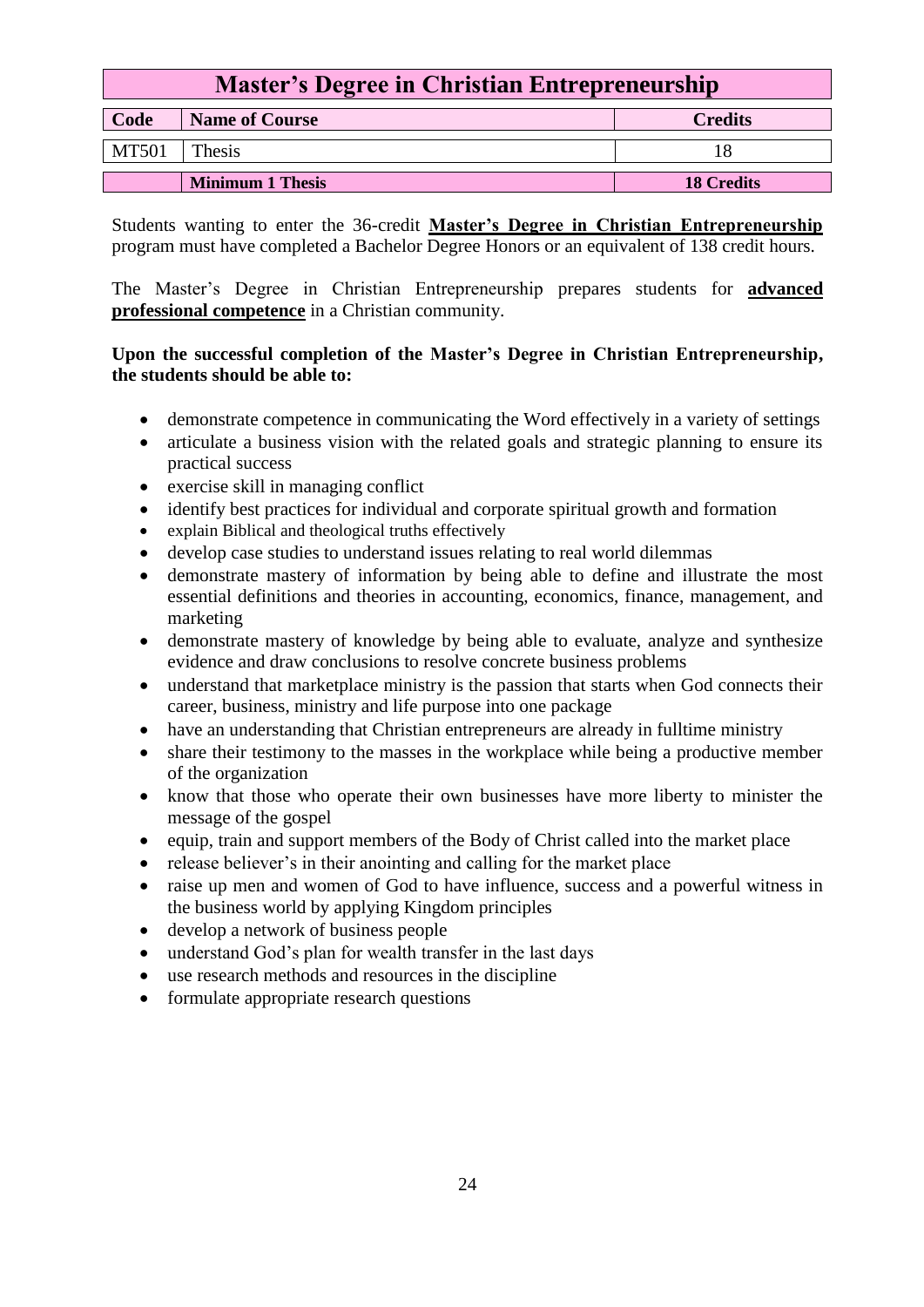| Master's Degree in Christian Entrepreneurship | | |
|---|---|---|
| **Code** | **Name of Course** | **Credits** |
| MT501 | Thesis | 18 |
| | **Minimum 1 Thesis** | **18 Credits** |

Students wanting to enter the 36-credit **Master's Degree in Christian Entrepreneurship** program must have completed a Bachelor Degree Honors or an equivalent of 138 credit hours.

The Master's Degree in Christian Entrepreneurship prepares students for **advanced professional competence** in a Christian community.

**Upon the successful completion of the Master's Degree in Christian Entrepreneurship, the students should be able to:**

- demonstrate competence in communicating the Word effectively in a variety of settings
- articulate a business vision with the related goals and strategic planning to ensure its practical success
- exercise skill in managing conflict
- identify best practices for individual and corporate spiritual growth and formation
- explain Biblical and theological truths effectively
- develop case studies to understand issues relating to real world dilemmas
- demonstrate mastery of information by being able to define and illustrate the most essential definitions and theories in accounting, economics, finance, management, and marketing
- demonstrate mastery of knowledge by being able to evaluate, analyze and synthesize evidence and draw conclusions to resolve concrete business problems
- understand that marketplace ministry is the passion that starts when God connects their career, business, ministry and life purpose into one package
- have an understanding that Christian entrepreneurs are already in fulltime ministry
- share their testimony to the masses in the workplace while being a productive member of the organization
- know that those who operate their own businesses have more liberty to minister the message of the gospel
- equip, train and support members of the Body of Christ called into the market place
- release believer's in their anointing and calling for the market place
- raise up men and women of God to have influence, success and a powerful witness in the business world by applying Kingdom principles
- develop a network of business people
- understand God's plan for wealth transfer in the last days
- use research methods and resources in the discipline
- formulate appropriate research questions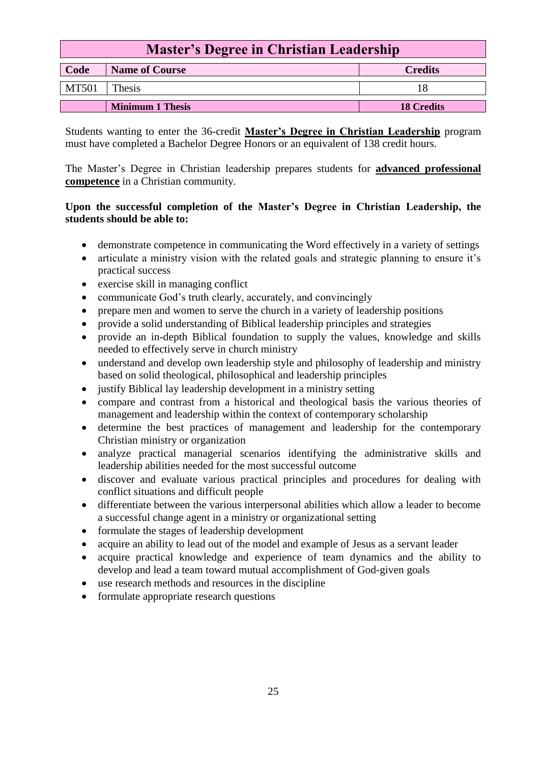## Master's Degree in Christian Leadership

| Code | Name of Course | Credits |
| --- | --- | --- |
| MT501 | Thesis | 18 |
| | **Minimum 1 Thesis** | **18 Credits** |

Students wanting to enter the 36-credit **Master's Degree in Christian Leadership** program must have completed a Bachelor Degree Honors or an equivalent of 138 credit hours.

The Master's Degree in Christian leadership prepares students for **advanced professional competence** in a Christian community.

**Upon the successful completion of the Master's Degree in Christian Leadership, the students should be able to:**

- demonstrate competence in communicating the Word effectively in a variety of settings
- articulate a ministry vision with the related goals and strategic planning to ensure it's practical success
- exercise skill in managing conflict
- communicate God's truth clearly, accurately, and convincingly
- prepare men and women to serve the church in a variety of leadership positions
- provide a solid understanding of Biblical leadership principles and strategies
- provide an in-depth Biblical foundation to supply the values, knowledge and skills needed to effectively serve in church ministry
- understand and develop own leadership style and philosophy of leadership and ministry based on solid theological, philosophical and leadership principles
- justify Biblical lay leadership development in a ministry setting
- compare and contrast from a historical and theological basis the various theories of management and leadership within the context of contemporary scholarship
- determine the best practices of management and leadership for the contemporary Christian ministry or organization
- analyze practical managerial scenarios identifying the administrative skills and leadership abilities needed for the most successful outcome
- discover and evaluate various practical principles and procedures for dealing with conflict situations and difficult people
- differentiate between the various interpersonal abilities which allow a leader to become a successful change agent in a ministry or organizational setting
- formulate the stages of leadership development
- acquire an ability to lead out of the model and example of Jesus as a servant leader
- acquire practical knowledge and experience of team dynamics and the ability to develop and lead a team toward mutual accomplishment of God-given goals
- use research methods and resources in the discipline
- formulate appropriate research questions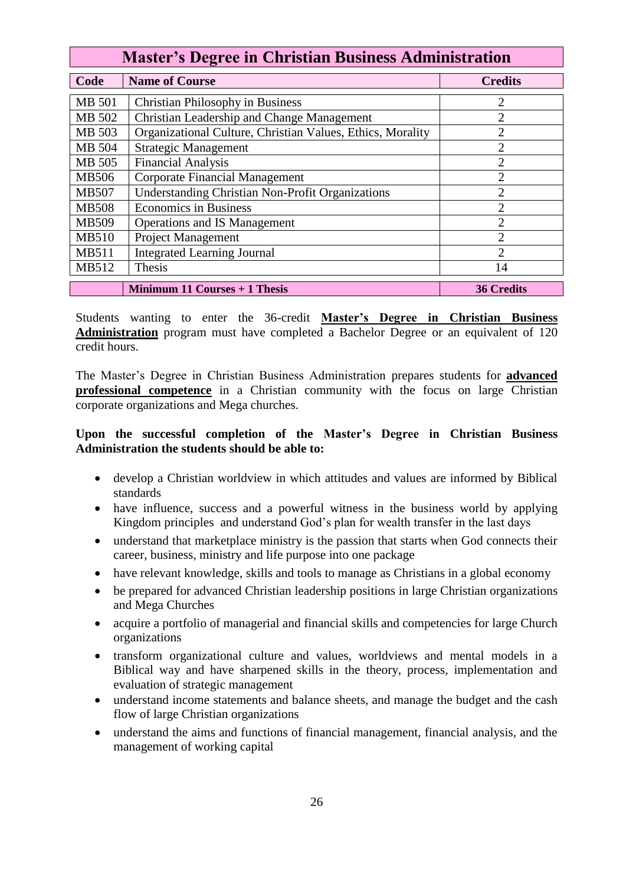| Master's Degree in Christian Business Administration | | |
|---|---|---|
| **Code** | **Name of Course** | **Credits** |
| MB 501 | Christian Philosophy in Business | 2 |
| MB 502 | Christian Leadership and Change Management | 2 |
| MB 503 | Organizational Culture, Christian Values, Ethics, Morality | 2 |
| MB 504 | Strategic Management | 2 |
| MB 505 | Financial Analysis | 2 |
| MB506 | Corporate Financial Management | 2 |
| MB507 | Understanding Christian Non-Profit Organizations | 2 |
| MB508 | Economics in Business | 2 |
| MB509 | Operations and IS Management | 2 |
| MB510 | Project Management | 2 |
| MB511 | Integrated Learning Journal | 2 |
| MB512 | Thesis | 14 |
| | **Minimum 11 Courses + 1 Thesis** | **36 Credits** |

Students wanting to enter the 36-credit **Master's Degree in Christian Business Administration** program must have completed a Bachelor Degree or an equivalent of 120 credit hours.

The Master's Degree in Christian Business Administration prepares students for **advanced professional competence** in a Christian community with the focus on large Christian corporate organizations and Mega churches.

**Upon the successful completion of the Master's Degree in Christian Business Administration the students should be able to:**

- develop a Christian worldview in which attitudes and values are informed by Biblical standards
- have influence, success and a powerful witness in the business world by applying Kingdom principles and understand God's plan for wealth transfer in the last days
- understand that marketplace ministry is the passion that starts when God connects their career, business, ministry and life purpose into one package
- have relevant knowledge, skills and tools to manage as Christians in a global economy
- be prepared for advanced Christian leadership positions in large Christian organizations and Mega Churches
- acquire a portfolio of managerial and financial skills and competencies for large Church organizations
- transform organizational culture and values, worldviews and mental models in a Biblical way and have sharpened skills in the theory, process, implementation and evaluation of strategic management
- understand income statements and balance sheets, and manage the budget and the cash flow of large Christian organizations
- understand the aims and functions of financial management, financial analysis, and the management of working capital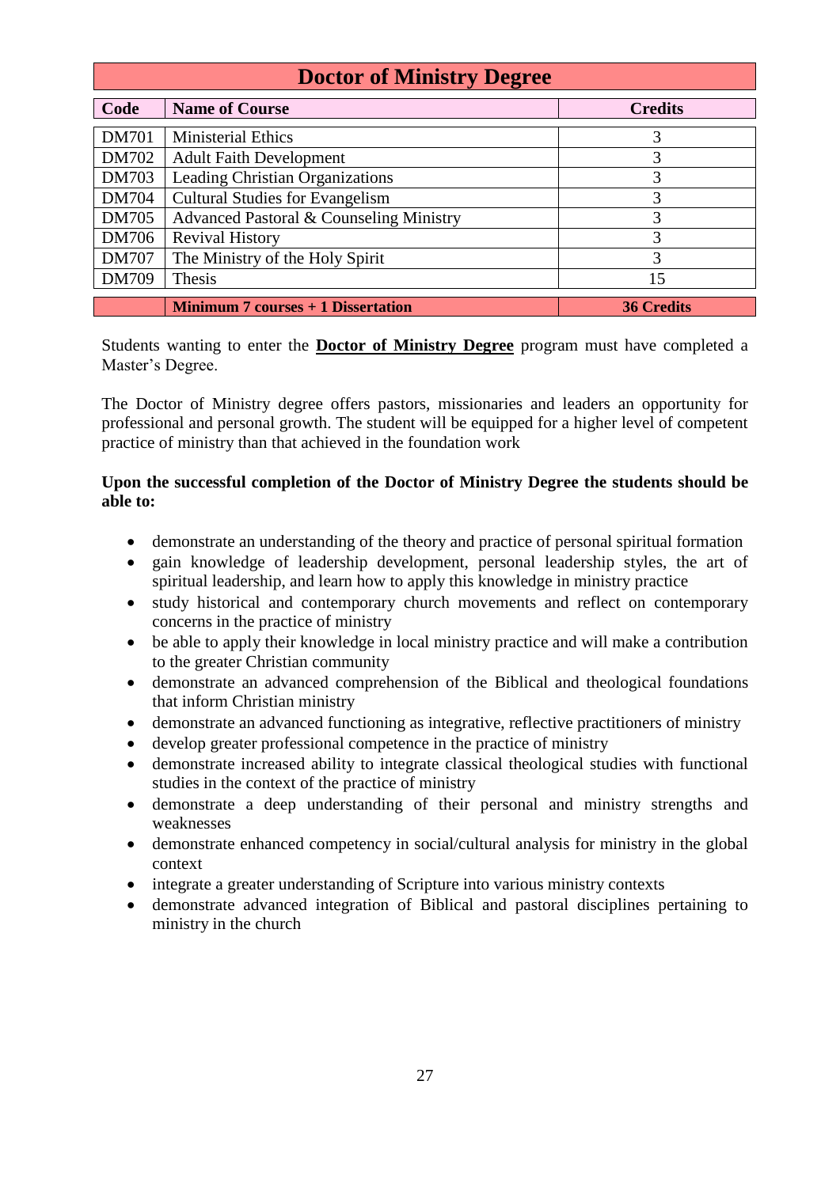| Doctor of Ministry Degree | | |
|---|---|---|
| **Code** | **Name of Course** | **Credits** |
| DM701 | Ministerial Ethics | 3 |
| DM702 | Adult Faith Development | 3 |
| DM703 | Leading Christian Organizations | 3 |
| DM704 | Cultural Studies for Evangelism | 3 |
| DM705 | Advanced Pastoral & Counseling Ministry | 3 |
| DM706 | Revival History | 3 |
| DM707 | The Ministry of the Holy Spirit | 3 |
| DM709 | Thesis | 15 |
| | **Minimum 7 courses + 1 Dissertation** | **36 Credits** |

Students wanting to enter the **Doctor of Ministry Degree** program must have completed a Master's Degree.

The Doctor of Ministry degree offers pastors, missionaries and leaders an opportunity for professional and personal growth. The student will be equipped for a higher level of competent practice of ministry than that achieved in the foundation work

**Upon the successful completion of the Doctor of Ministry Degree the students should be able to:**

- demonstrate an understanding of the theory and practice of personal spiritual formation
- gain knowledge of leadership development, personal leadership styles, the art of spiritual leadership, and learn how to apply this knowledge in ministry practice
- study historical and contemporary church movements and reflect on contemporary concerns in the practice of ministry
- be able to apply their knowledge in local ministry practice and will make a contribution to the greater Christian community
- demonstrate an advanced comprehension of the Biblical and theological foundations that inform Christian ministry
- demonstrate an advanced functioning as integrative, reflective practitioners of ministry
- develop greater professional competence in the practice of ministry
- demonstrate increased ability to integrate classical theological studies with functional studies in the context of the practice of ministry
- demonstrate a deep understanding of their personal and ministry strengths and weaknesses
- demonstrate enhanced competency in social/cultural analysis for ministry in the global context
- integrate a greater understanding of Scripture into various ministry contexts
- demonstrate advanced integration of Biblical and pastoral disciplines pertaining to ministry in the church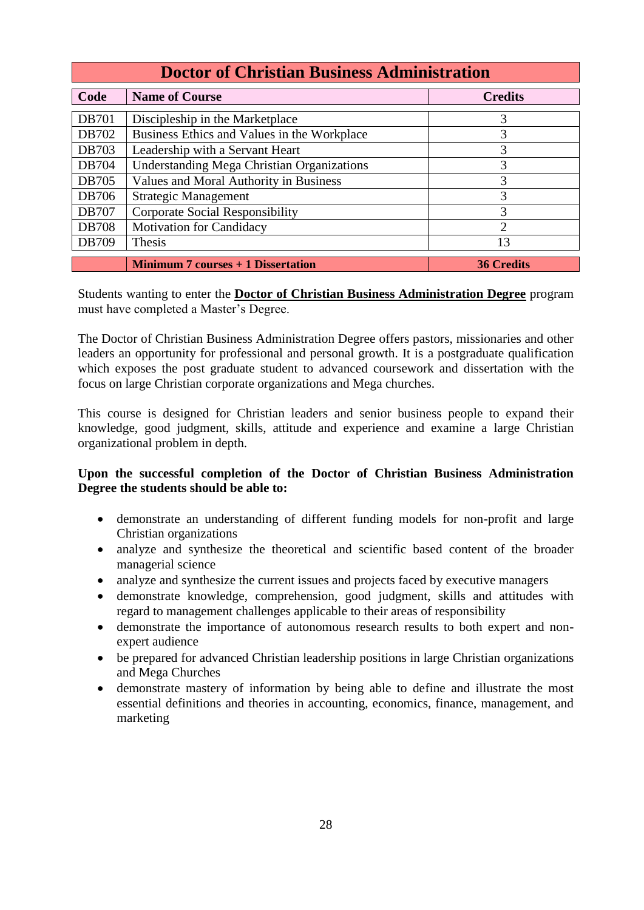# Doctor of Christian Business Administration

| Code | Name of Course | Credits |
|---|---|---|
| DB701 | Discipleship in the Marketplace | 3 |
| DB702 | Business Ethics and Values in the Workplace | 3 |
| DB703 | Leadership with a Servant Heart | 3 |
| DB704 | Understanding Mega Christian Organizations | 3 |
| DB705 | Values and Moral Authority in Business | 3 |
| DB706 | Strategic Management | 3 |
| DB707 | Corporate Social Responsibility | 3 |
| DB708 | Motivation for Candidacy | 2 |
| DB709 | Thesis | 13 |
| | **Minimum 7 courses + 1 Dissertation** | **36 Credits** |

Students wanting to enter the **Doctor of Christian Business Administration Degree** program must have completed a Master's Degree.

The Doctor of Christian Business Administration Degree offers pastors, missionaries and other leaders an opportunity for professional and personal growth. It is a postgraduate qualification which exposes the post graduate student to advanced coursework and dissertation with the focus on large Christian corporate organizations and Mega churches.

This course is designed for Christian leaders and senior business people to expand their knowledge, good judgment, skills, attitude and experience and examine a large Christian organizational problem in depth.

**Upon the successful completion of the Doctor of Christian Business Administration Degree the students should be able to:**

- demonstrate an understanding of different funding models for non-profit and large Christian organizations
- analyze and synthesize the theoretical and scientific based content of the broader managerial science
- analyze and synthesize the current issues and projects faced by executive managers
- demonstrate knowledge, comprehension, good judgment, skills and attitudes with regard to management challenges applicable to their areas of responsibility
- demonstrate the importance of autonomous research results to both expert and non-expert audience
- be prepared for advanced Christian leadership positions in large Christian organizations and Mega Churches
- demonstrate mastery of information by being able to define and illustrate the most essential definitions and theories in accounting, economics, finance, management, and marketing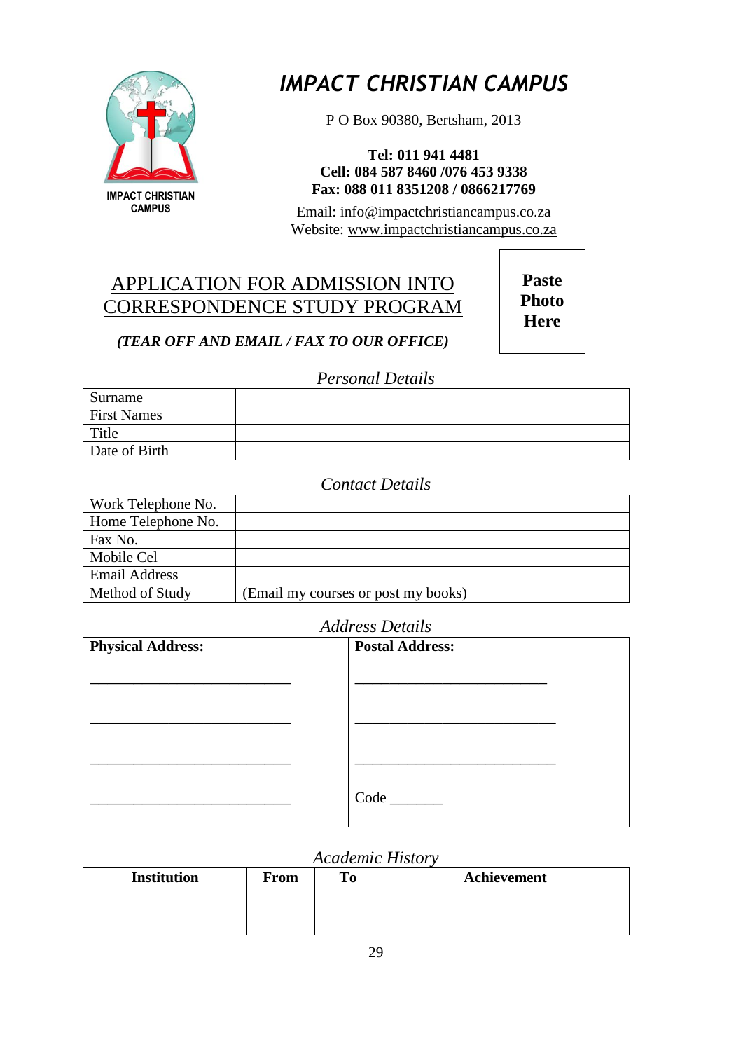IMPACT CHRISTIAN CAMPUS

# IMPACT CHRISTIAN CAMPUS

P O Box 90380, Bertsham, 2013

**Tel: 011 941 4481**
**Cell: 084 587 8460 /076 453 9338**
**Fax: 088 011 8351208 / 0866217769**

Email: info@impactchristiancampus.co.za
Website: www.impactchristiancampus.co.za

## APPLICATION FOR ADMISSION INTO CORRESPONDENCE STUDY PROGRAM

***(TEAR OFF AND EMAIL / FAX TO OUR OFFICE)***

**Paste Photo Here**

*Personal Details*

| | |
|---|---|
| Surname | |
| First Names | |
| Title | |
| Date of Birth | |

*Contact Details*

| | |
|---|---|
| Work Telephone No. | |
| Home Telephone No. | |
| Fax No. | |
| Mobile Cel | |
| Email Address | |
| Method of Study | (Email my courses or post my books) |

*Address Details*

| **Physical Address:** | **Postal Address:** |
|---|---|
| ___________________________ | __________________________ |
| ___________________________ | ___________________________ |
| ___________________________ | ___________________________ |
| ___________________________ | Code _______ |

*Academic History*

| Institution | From | To | Achievement |
|---|---|---|---|
| | | | |
| | | | |
| | | | |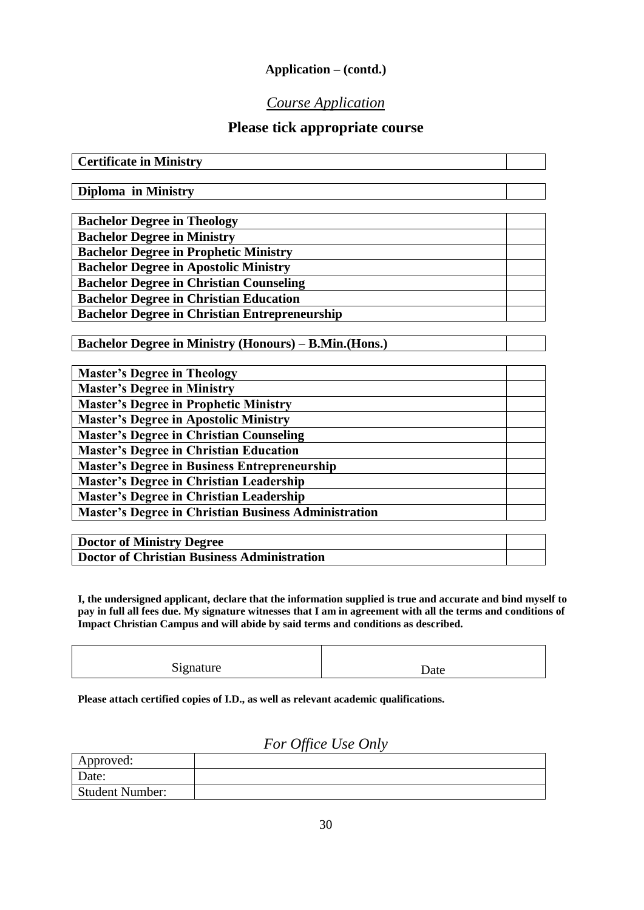**Application – (contd.)**

## *Course Application*

## Please tick appropriate course

| Course | Tick |
|---|---|
| **Certificate in Ministry** | |

| Course | Tick |
|---|---|
| **Diploma in Ministry** | |

| Course | Tick |
|---|---|
| **Bachelor Degree in Theology** | |
| **Bachelor Degree in Ministry** | |
| **Bachelor Degree in Prophetic Ministry** | |
| **Bachelor Degree in Apostolic Ministry** | |
| **Bachelor Degree in Christian Counseling** | |
| **Bachelor Degree in Christian Education** | |
| **Bachelor Degree in Christian Entrepreneurship** | |

| Course | Tick |
|---|---|
| **Bachelor Degree in Ministry (Honours) – B.Min.(Hons.)** | |

| Course | Tick |
|---|---|
| **Master's Degree in Theology** | |
| **Master's Degree in Ministry** | |
| **Master's Degree in Prophetic Ministry** | |
| **Master's Degree in Apostolic Ministry** | |
| **Master's Degree in Christian Counseling** | |
| **Master's Degree in Christian Education** | |
| **Master's Degree in Business Entrepreneurship** | |
| **Master's Degree in Christian Leadership** | |
| **Master's Degree in Christian Leadership** | |
| **Master's Degree in Christian Business Administration** | |

| Course | Tick |
|---|---|
| **Doctor of Ministry Degree** | |
| **Doctor of Christian Business Administration** | |

**I, the undersigned applicant, declare that the information supplied is true and accurate and bind myself to pay in full all fees due. My signature witnesses that I am in agreement with all the terms and conditions of Impact Christian Campus and will abide by said terms and conditions as described.**

| Signature | Date |
|---|---|
| | |

**Please attach certified copies of I.D., as well as relevant academic qualifications.**

*For Office Use Only*

| Field | Entry |
|---|---|
| Approved: | |
| Date: | |
| Student Number: | |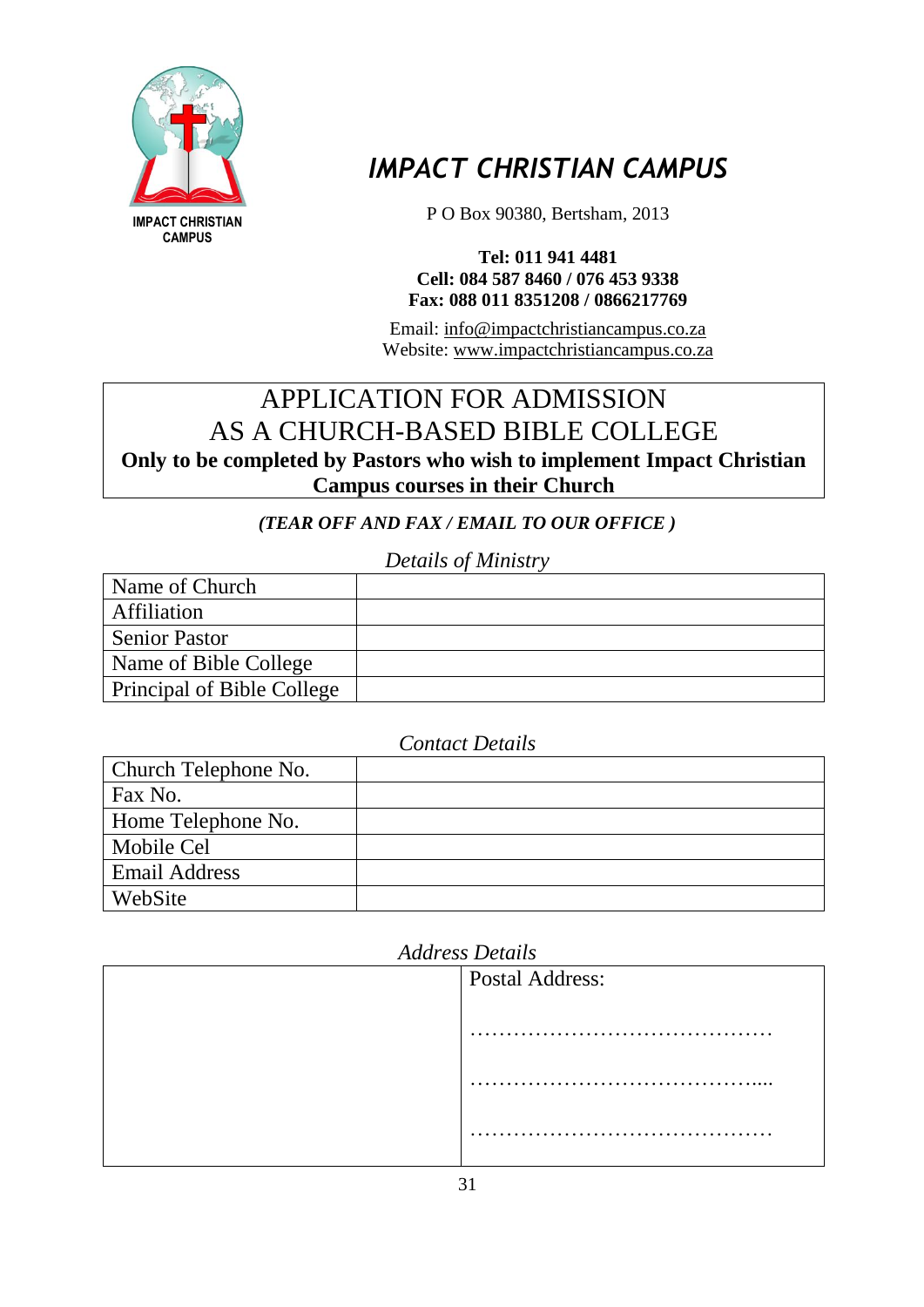IMPACT CHRISTIAN CAMPUS

# *IMPACT CHRISTIAN CAMPUS*

P O Box 90380, Bertsham, 2013

**Tel: 011 941 4481**
**Cell: 084 587 8460 / 076 453 9338**
**Fax: 088 011 8351208 / 0866217769**

Email: info@impactchristiancampus.co.za
Website: www.impactchristiancampus.co.za

## APPLICATION FOR ADMISSION AS A CHURCH-BASED BIBLE COLLEGE

**Only to be completed by Pastors who wish to implement Impact Christian Campus courses in their Church**

***(TEAR OFF AND FAX / EMAIL TO OUR OFFICE )***

*Details of Ministry*

| | |
|---|---|
| Name of Church | |
| Affiliation | |
| Senior Pastor | |
| Name of Bible College | |
| Principal of Bible College | |

*Contact Details*

| | |
|---|---|
| Church Telephone No. | |
| Fax No. | |
| Home Telephone No. | |
| Mobile Cel | |
| Email Address | |
| WebSite | |

*Address Details*

| | |
|---|---|
| | Postal Address: <br><br> …………………………………… <br><br> ………………………………….... <br><br> …………………………………… |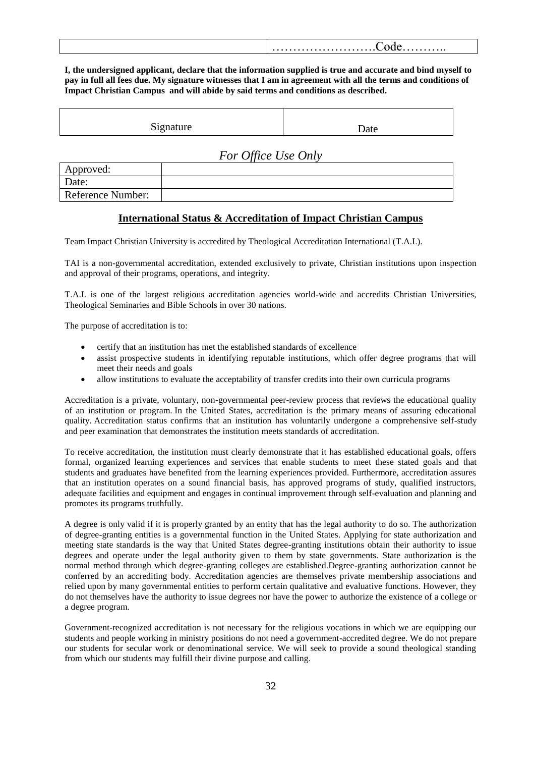| | |
|---|---|
| | …………………….Code……….. |

**I, the undersigned applicant, declare that the information supplied is true and accurate and bind myself to pay in full all fees due. My signature witnesses that I am in agreement with all the terms and conditions of Impact Christian Campus and will abide by said terms and conditions as described.**

| | |
|---|---|
| Signature | Date |

*For Office Use Only*

| | |
|---|---|
| Approved: | |
| Date: | |
| Reference Number: | |

## International Status & Accreditation of Impact Christian Campus

Team Impact Christian University is accredited by Theological Accreditation International (T.A.I.).

TAI is a non-governmental accreditation, extended exclusively to private, Christian institutions upon inspection and approval of their programs, operations, and integrity.

T.A.I. is one of the largest religious accreditation agencies world-wide and accredits Christian Universities, Theological Seminaries and Bible Schools in over 30 nations.

The purpose of accreditation is to:

- certify that an institution has met the established standards of excellence
- assist prospective students in identifying reputable institutions, which offer degree programs that will meet their needs and goals
- allow institutions to evaluate the acceptability of transfer credits into their own curricula programs

Accreditation is a private, voluntary, non-governmental peer-review process that reviews the educational quality of an institution or program. In the United States, accreditation is the primary means of assuring educational quality. Accreditation status confirms that an institution has voluntarily undergone a comprehensive self-study and peer examination that demonstrates the institution meets standards of accreditation.

To receive accreditation, the institution must clearly demonstrate that it has established educational goals, offers formal, organized learning experiences and services that enable students to meet these stated goals and that students and graduates have benefited from the learning experiences provided. Furthermore, accreditation assures that an institution operates on a sound financial basis, has approved programs of study, qualified instructors, adequate facilities and equipment and engages in continual improvement through self-evaluation and planning and promotes its programs truthfully.

A degree is only valid if it is properly granted by an entity that has the legal authority to do so. The authorization of degree-granting entities is a governmental function in the United States. Applying for state authorization and meeting state standards is the way that United States degree-granting institutions obtain their authority to issue degrees and operate under the legal authority given to them by state governments. State authorization is the normal method through which degree-granting colleges are established.Degree-granting authorization cannot be conferred by an accrediting body. Accreditation agencies are themselves private membership associations and relied upon by many governmental entities to perform certain qualitative and evaluative functions. However, they do not themselves have the authority to issue degrees nor have the power to authorize the existence of a college or a degree program.

Government-recognized accreditation is not necessary for the religious vocations in which we are equipping our students and people working in ministry positions do not need a government-accredited degree. We do not prepare our students for secular work or denominational service. We will seek to provide a sound theological standing from which our students may fulfill their divine purpose and calling.